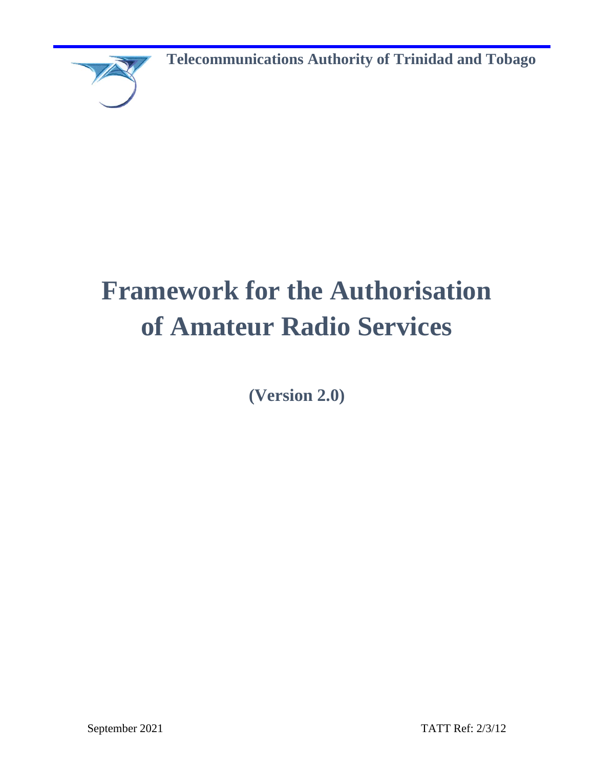**Telecommunications Authority of Trinidad and Tobago**

# Framework for the Authorisation of Amateur Radio Services

**(Version 2.0)**

September 2021

TATT Ref: 2/3/12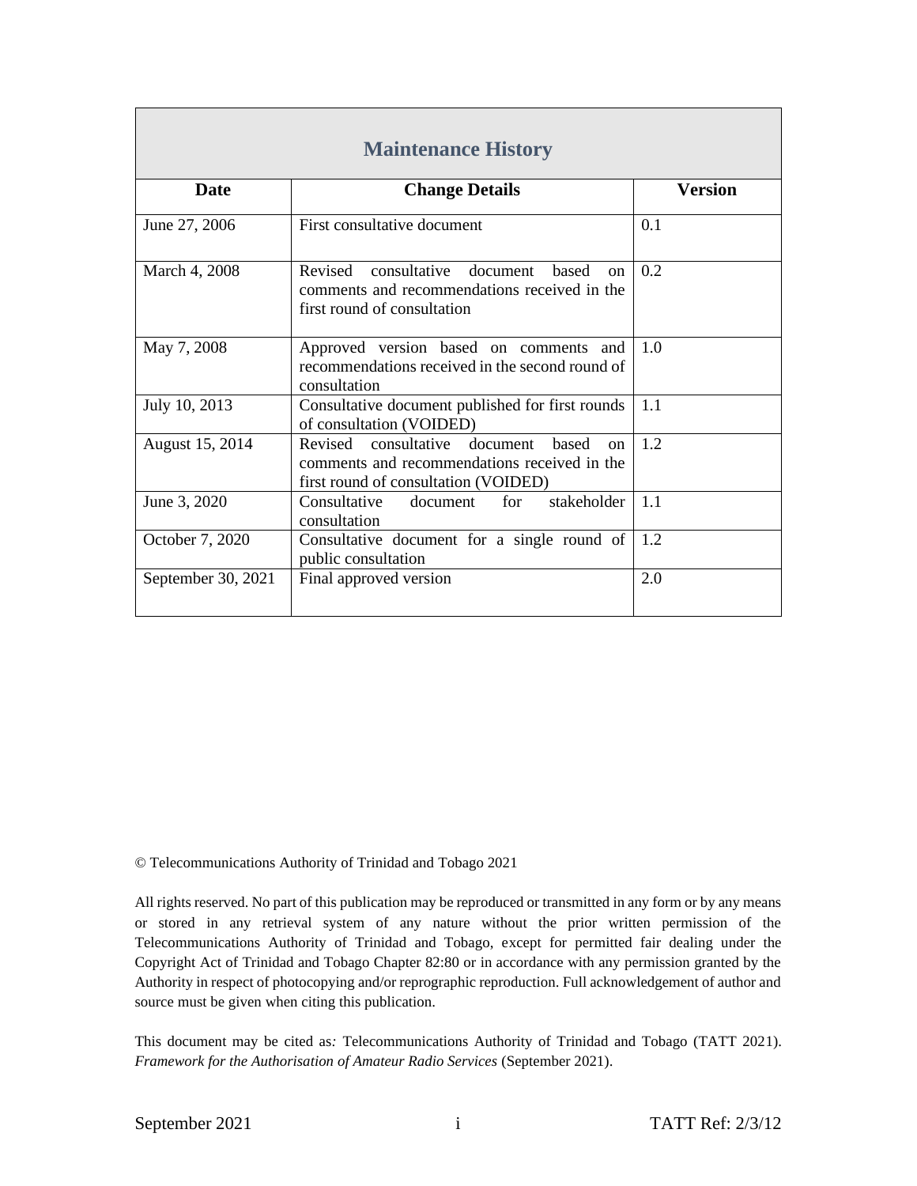| Maintenance History | | |
| --- | --- | --- |
| **Date** | **Change Details** | **Version** |
| June 27, 2006 | First consultative document | 0.1 |
| March 4, 2008 | Revised consultative document based on comments and recommendations received in the first round of consultation | 0.2 |
| May 7, 2008 | Approved version based on comments and recommendations received in the second round of consultation | 1.0 |
| July 10, 2013 | Consultative document published for first rounds of consultation (VOIDED) | 1.1 |
| August 15, 2014 | Revised consultative document based on comments and recommendations received in the first round of consultation (VOIDED) | 1.2 |
| June 3, 2020 | Consultative document for stakeholder consultation | 1.1 |
| October 7, 2020 | Consultative document for a single round of public consultation | 1.2 |
| September 30, 2021 | Final approved version | 2.0 |

© Telecommunications Authority of Trinidad and Tobago 2021

All rights reserved. No part of this publication may be reproduced or transmitted in any form or by any means or stored in any retrieval system of any nature without the prior written permission of the Telecommunications Authority of Trinidad and Tobago, except for permitted fair dealing under the Copyright Act of Trinidad and Tobago Chapter 82:80 or in accordance with any permission granted by the Authority in respect of photocopying and/or reprographic reproduction. Full acknowledgement of author and source must be given when citing this publication.

This document may be cited as*:* Telecommunications Authority of Trinidad and Tobago (TATT 2021). *Framework for the Authorisation of Amateur Radio Services* (September 2021).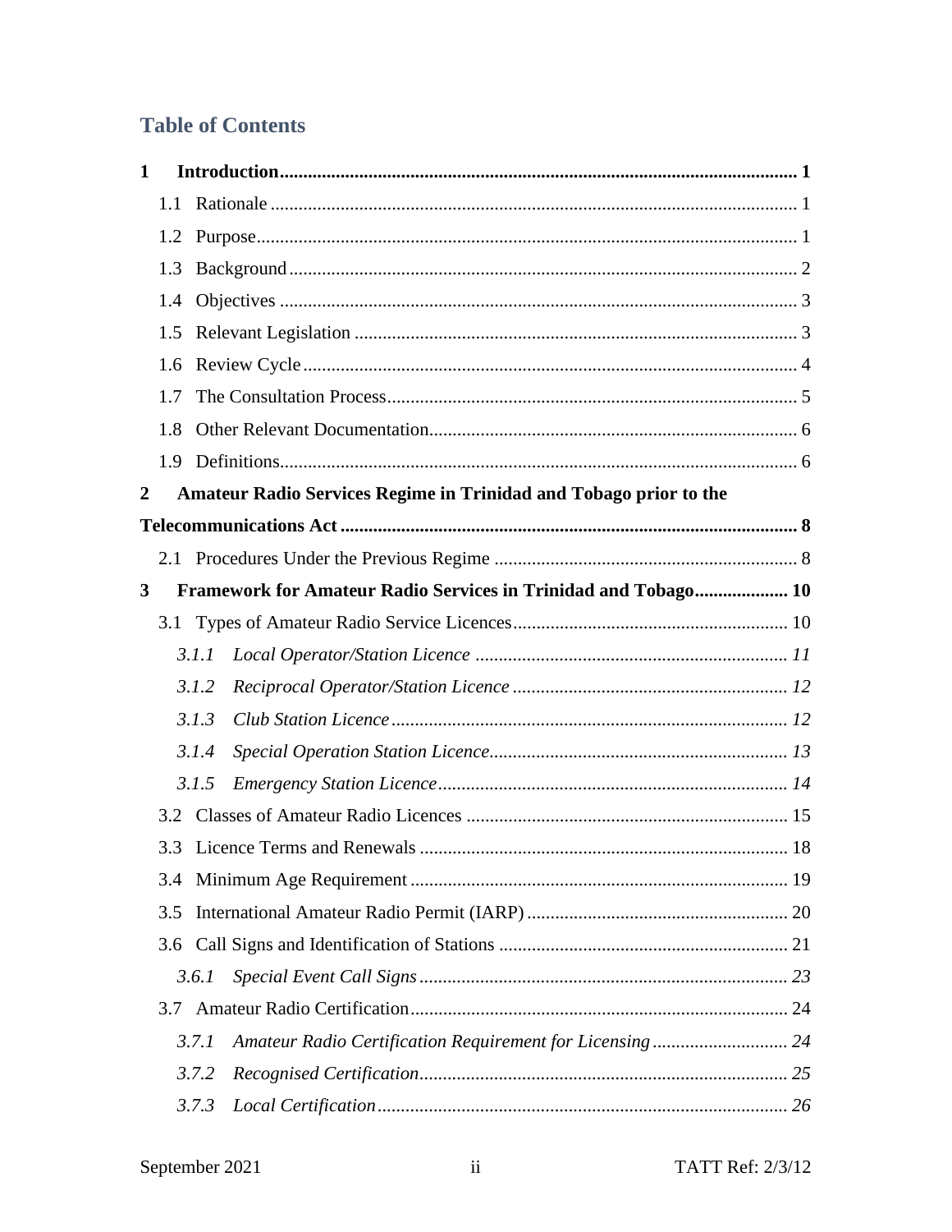## Table of Contents

**1 Introduction ... 1**

- 1.1 Rationale ... 1
- 1.2 Purpose ... 1
- 1.3 Background ... 2
- 1.4 Objectives ... 3
- 1.5 Relevant Legislation ... 3
- 1.6 Review Cycle ... 4
- 1.7 The Consultation Process ... 5
- 1.8 Other Relevant Documentation ... 6
- 1.9 Definitions ... 6

**2 Amateur Radio Services Regime in Trinidad and Tobago prior to the Telecommunications Act ... 8**

- 2.1 Procedures Under the Previous Regime ... 8

**3 Framework for Amateur Radio Services in Trinidad and Tobago ... 10**

- 3.1 Types of Amateur Radio Service Licences ... 10
  - *3.1.1 Local Operator/Station Licence ... 11*
  - *3.1.2 Reciprocal Operator/Station Licence ... 12*
  - *3.1.3 Club Station Licence ... 12*
  - *3.1.4 Special Operation Station Licence ... 13*
  - *3.1.5 Emergency Station Licence ... 14*
- 3.2 Classes of Amateur Radio Licences ... 15
- 3.3 Licence Terms and Renewals ... 18
- 3.4 Minimum Age Requirement ... 19
- 3.5 International Amateur Radio Permit (IARP) ... 20
- 3.6 Call Signs and Identification of Stations ... 21
  - *3.6.1 Special Event Call Signs ... 23*
- 3.7 Amateur Radio Certification ... 24
  - *3.7.1 Amateur Radio Certification Requirement for Licensing ... 24*
  - *3.7.2 Recognised Certification ... 25*
  - *3.7.3 Local Certification ... 26*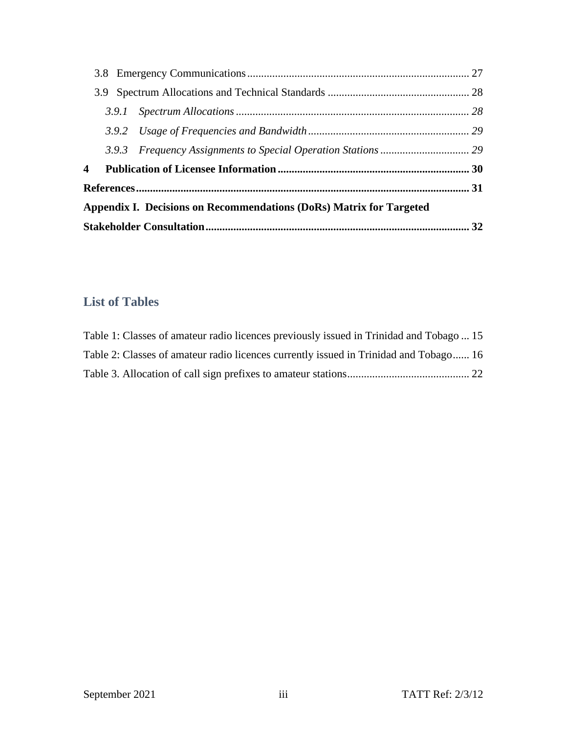3.8 Emergency Communications ........................................................................ 27

3.9 Spectrum Allocations and Technical Standards ............................................ 28

*3.9.1 Spectrum Allocations ................................................................................ 28*

*3.9.2 Usage of Frequencies and Bandwidth ...................................................... 29*

*3.9.3 Frequency Assignments to Special Operation Stations ............................ 29*

**4 Publication of Licensee Information ............................................................ 30**

**References ......................................................................................................... 31**

**Appendix I. Decisions on Recommendations (DoRs) Matrix for Targeted Stakeholder Consultation ............................................................................................. 32**

## List of Tables

Table 1: Classes of amateur radio licences previously issued in Trinidad and Tobago ... 15

Table 2: Classes of amateur radio licences currently issued in Trinidad and Tobago...... 16

Table 3. Allocation of call sign prefixes to amateur stations........................................... 22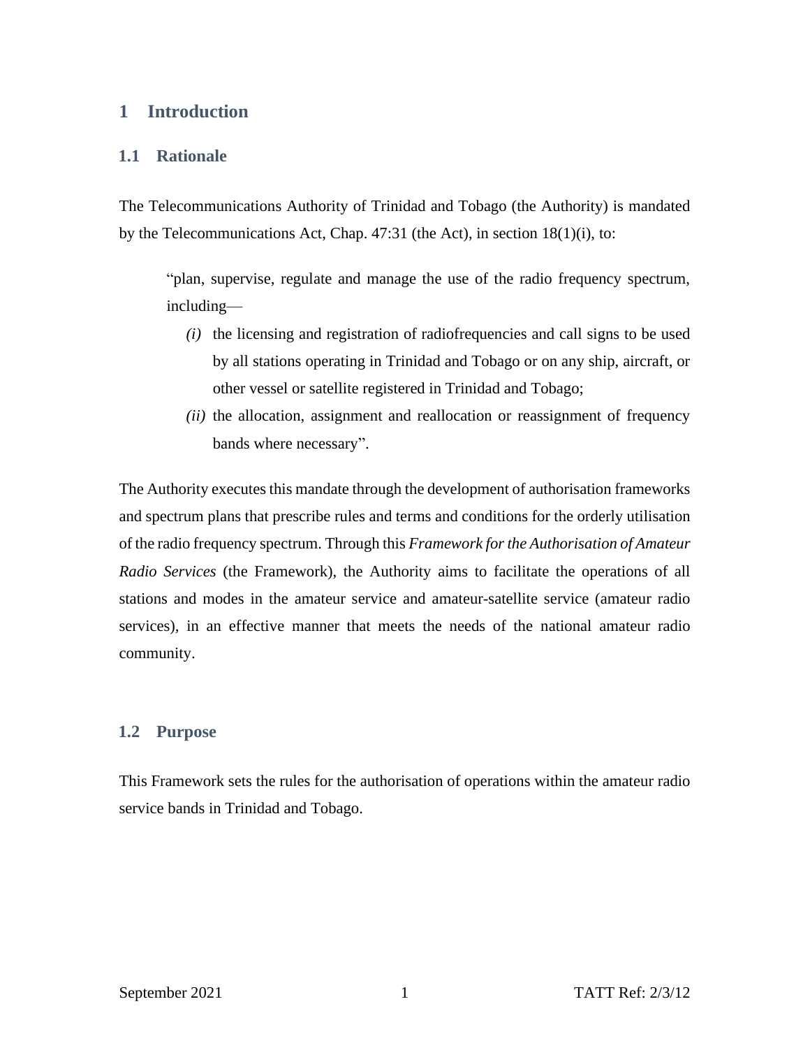# 1 Introduction

## 1.1 Rationale

The Telecommunications Authority of Trinidad and Tobago (the Authority) is mandated by the Telecommunications Act, Chap. 47:31 (the Act), in section 18(1)(i), to:

> "plan, supervise, regulate and manage the use of the radio frequency spectrum, including—
>
> *(i)* the licensing and registration of radiofrequencies and call signs to be used by all stations operating in Trinidad and Tobago or on any ship, aircraft, or other vessel or satellite registered in Trinidad and Tobago;
>
> *(ii)* the allocation, assignment and reallocation or reassignment of frequency bands where necessary".

The Authority executes this mandate through the development of authorisation frameworks and spectrum plans that prescribe rules and terms and conditions for the orderly utilisation of the radio frequency spectrum. Through this *Framework for the Authorisation of Amateur Radio Services* (the Framework), the Authority aims to facilitate the operations of all stations and modes in the amateur service and amateur-satellite service (amateur radio services), in an effective manner that meets the needs of the national amateur radio community.

## 1.2 Purpose

This Framework sets the rules for the authorisation of operations within the amateur radio service bands in Trinidad and Tobago.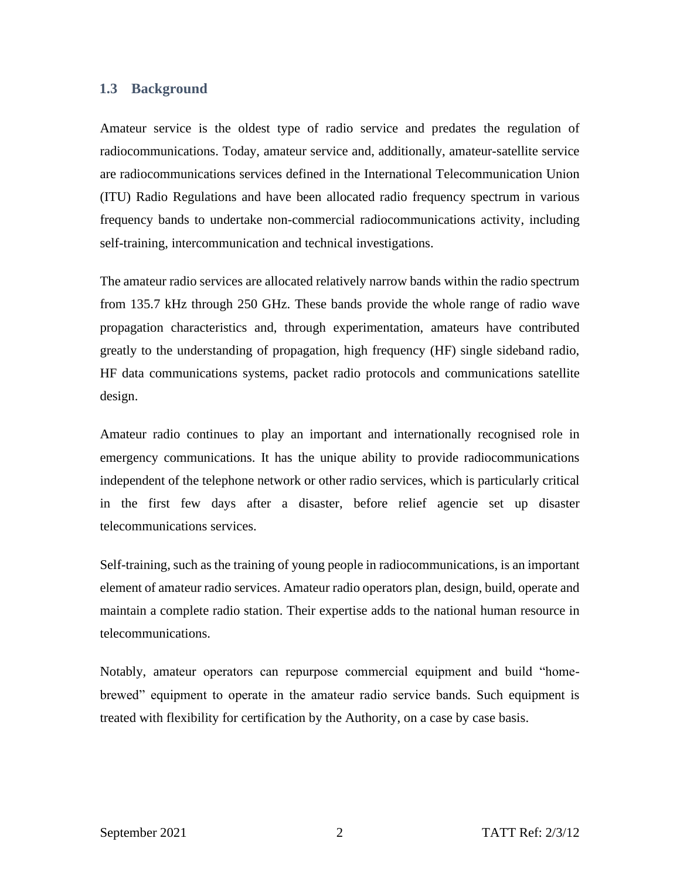## 1.3 Background

Amateur service is the oldest type of radio service and predates the regulation of radiocommunications. Today, amateur service and, additionally, amateur-satellite service are radiocommunications services defined in the International Telecommunication Union (ITU) Radio Regulations and have been allocated radio frequency spectrum in various frequency bands to undertake non-commercial radiocommunications activity, including self-training, intercommunication and technical investigations.

The amateur radio services are allocated relatively narrow bands within the radio spectrum from 135.7 kHz through 250 GHz. These bands provide the whole range of radio wave propagation characteristics and, through experimentation, amateurs have contributed greatly to the understanding of propagation, high frequency (HF) single sideband radio, HF data communications systems, packet radio protocols and communications satellite design.

Amateur radio continues to play an important and internationally recognised role in emergency communications. It has the unique ability to provide radiocommunications independent of the telephone network or other radio services, which is particularly critical in the first few days after a disaster, before relief agencie set up disaster telecommunications services.

Self-training, such as the training of young people in radiocommunications, is an important element of amateur radio services. Amateur radio operators plan, design, build, operate and maintain a complete radio station. Their expertise adds to the national human resource in telecommunications.

Notably, amateur operators can repurpose commercial equipment and build "home-brewed" equipment to operate in the amateur radio service bands. Such equipment is treated with flexibility for certification by the Authority, on a case by case basis.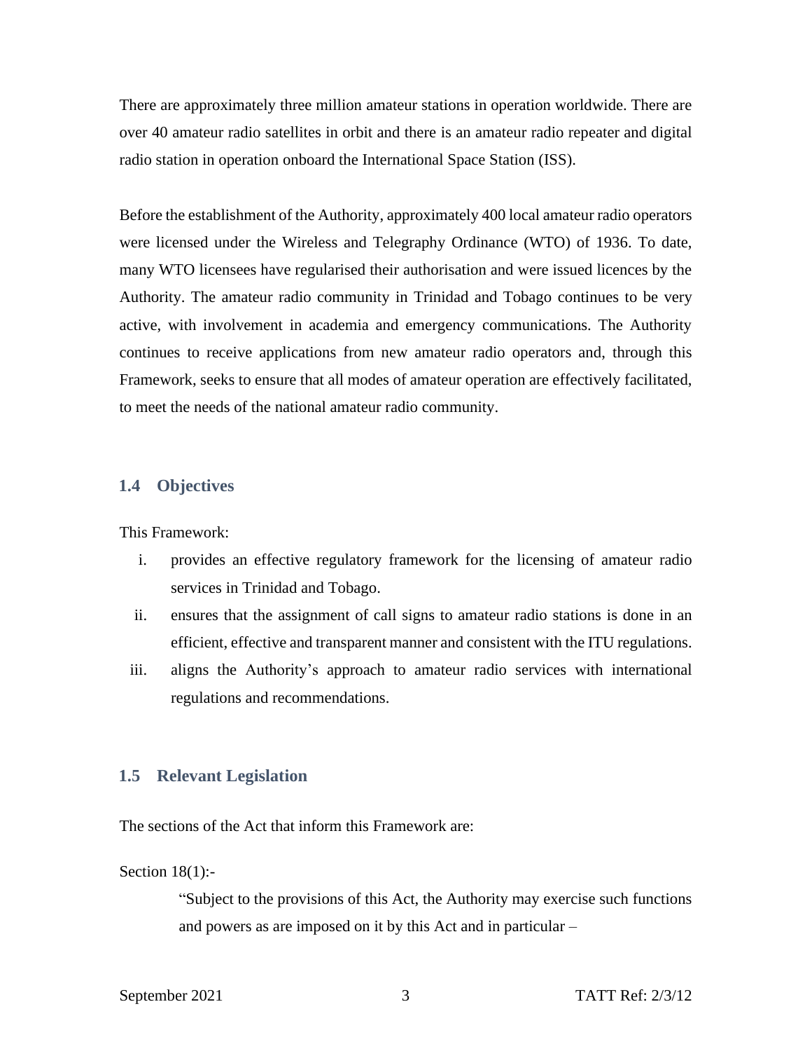There are approximately three million amateur stations in operation worldwide. There are over 40 amateur radio satellites in orbit and there is an amateur radio repeater and digital radio station in operation onboard the International Space Station (ISS).

Before the establishment of the Authority, approximately 400 local amateur radio operators were licensed under the Wireless and Telegraphy Ordinance (WTO) of 1936. To date, many WTO licensees have regularised their authorisation and were issued licences by the Authority. The amateur radio community in Trinidad and Tobago continues to be very active, with involvement in academia and emergency communications. The Authority continues to receive applications from new amateur radio operators and, through this Framework, seeks to ensure that all modes of amateur operation are effectively facilitated, to meet the needs of the national amateur radio community.

### 1.4 Objectives

This Framework:

i. provides an effective regulatory framework for the licensing of amateur radio services in Trinidad and Tobago.
ii. ensures that the assignment of call signs to amateur radio stations is done in an efficient, effective and transparent manner and consistent with the ITU regulations.
iii. aligns the Authority's approach to amateur radio services with international regulations and recommendations.

### 1.5 Relevant Legislation

The sections of the Act that inform this Framework are:

Section 18(1):-

> "Subject to the provisions of this Act, the Authority may exercise such functions and powers as are imposed on it by this Act and in particular –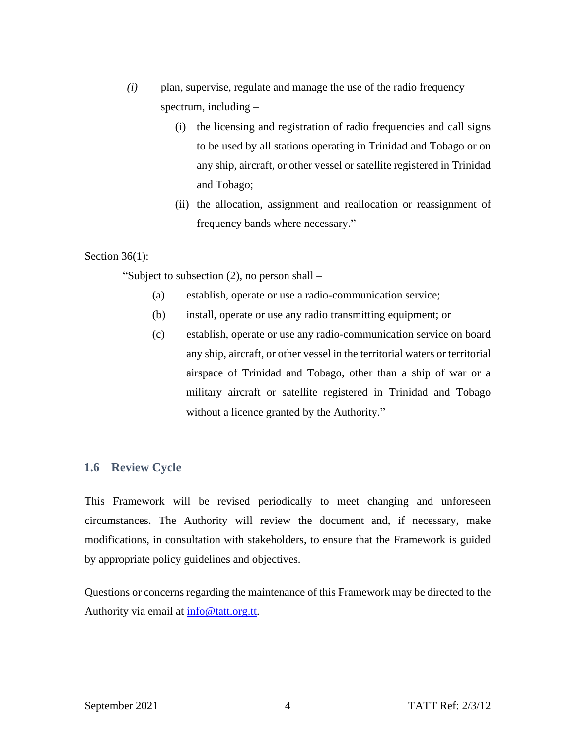*(i)* plan, supervise, regulate and manage the use of the radio frequency spectrum, including –

(i) the licensing and registration of radio frequencies and call signs to be used by all stations operating in Trinidad and Tobago or on any ship, aircraft, or other vessel or satellite registered in Trinidad and Tobago;

(ii) the allocation, assignment and reallocation or reassignment of frequency bands where necessary."

Section 36(1):

"Subject to subsection (2), no person shall –

(a) establish, operate or use a radio-communication service;

(b) install, operate or use any radio transmitting equipment; or

(c) establish, operate or use any radio-communication service on board any ship, aircraft, or other vessel in the territorial waters or territorial airspace of Trinidad and Tobago, other than a ship of war or a military aircraft or satellite registered in Trinidad and Tobago without a licence granted by the Authority."

## 1.6 Review Cycle

This Framework will be revised periodically to meet changing and unforeseen circumstances. The Authority will review the document and, if necessary, make modifications, in consultation with stakeholders, to ensure that the Framework is guided by appropriate policy guidelines and objectives.

Questions or concerns regarding the maintenance of this Framework may be directed to the Authority via email at info@tatt.org.tt.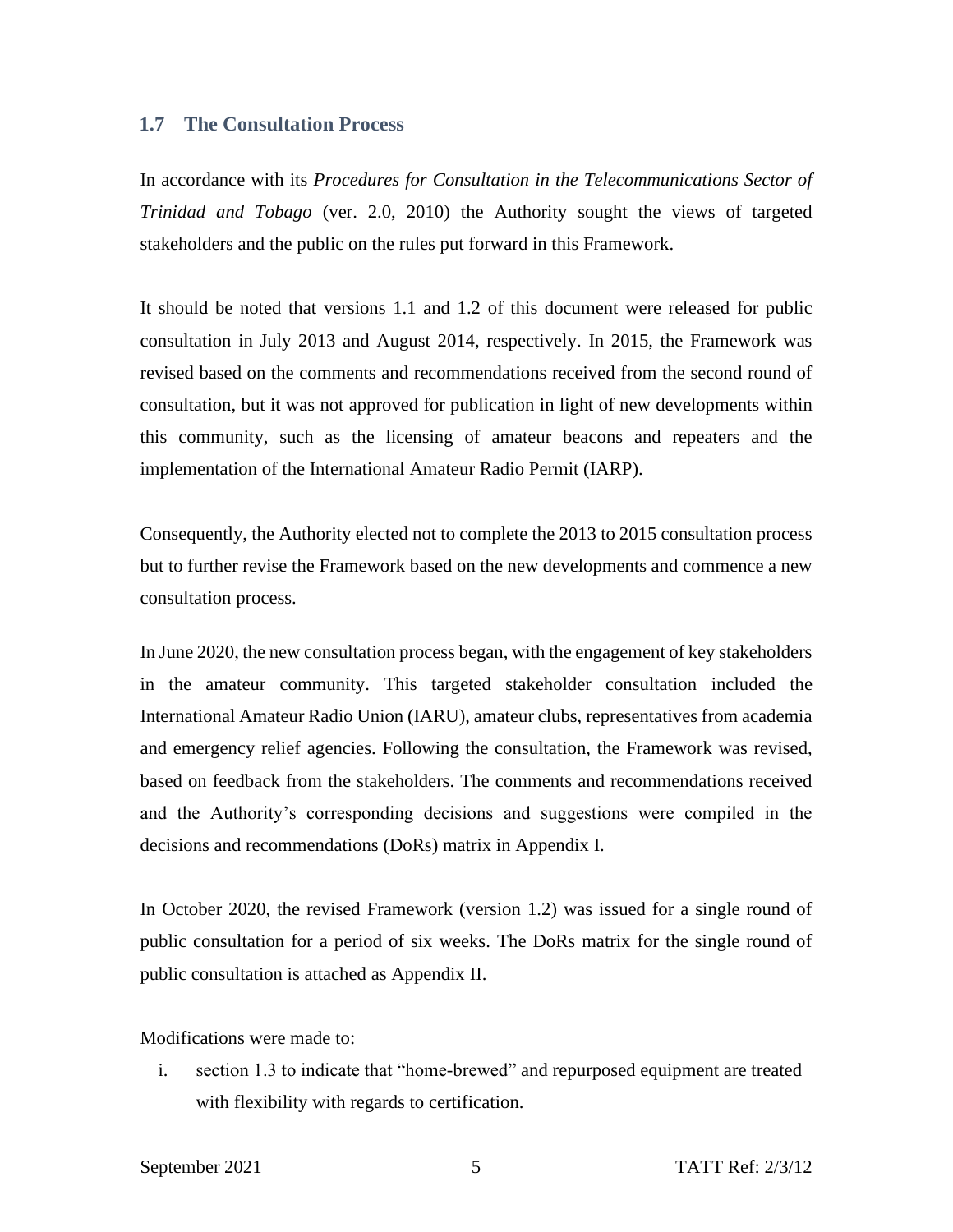## 1.7 The Consultation Process

In accordance with its *Procedures for Consultation in the Telecommunications Sector of Trinidad and Tobago* (ver. 2.0, 2010) the Authority sought the views of targeted stakeholders and the public on the rules put forward in this Framework.

It should be noted that versions 1.1 and 1.2 of this document were released for public consultation in July 2013 and August 2014, respectively. In 2015, the Framework was revised based on the comments and recommendations received from the second round of consultation, but it was not approved for publication in light of new developments within this community, such as the licensing of amateur beacons and repeaters and the implementation of the International Amateur Radio Permit (IARP).

Consequently, the Authority elected not to complete the 2013 to 2015 consultation process but to further revise the Framework based on the new developments and commence a new consultation process.

In June 2020, the new consultation process began, with the engagement of key stakeholders in the amateur community. This targeted stakeholder consultation included the International Amateur Radio Union (IARU), amateur clubs, representatives from academia and emergency relief agencies. Following the consultation, the Framework was revised, based on feedback from the stakeholders. The comments and recommendations received and the Authority's corresponding decisions and suggestions were compiled in the decisions and recommendations (DoRs) matrix in Appendix I.

In October 2020, the revised Framework (version 1.2) was issued for a single round of public consultation for a period of six weeks. The DoRs matrix for the single round of public consultation is attached as Appendix II.

Modifications were made to:

i. section 1.3 to indicate that "home-brewed" and repurposed equipment are treated with flexibility with regards to certification.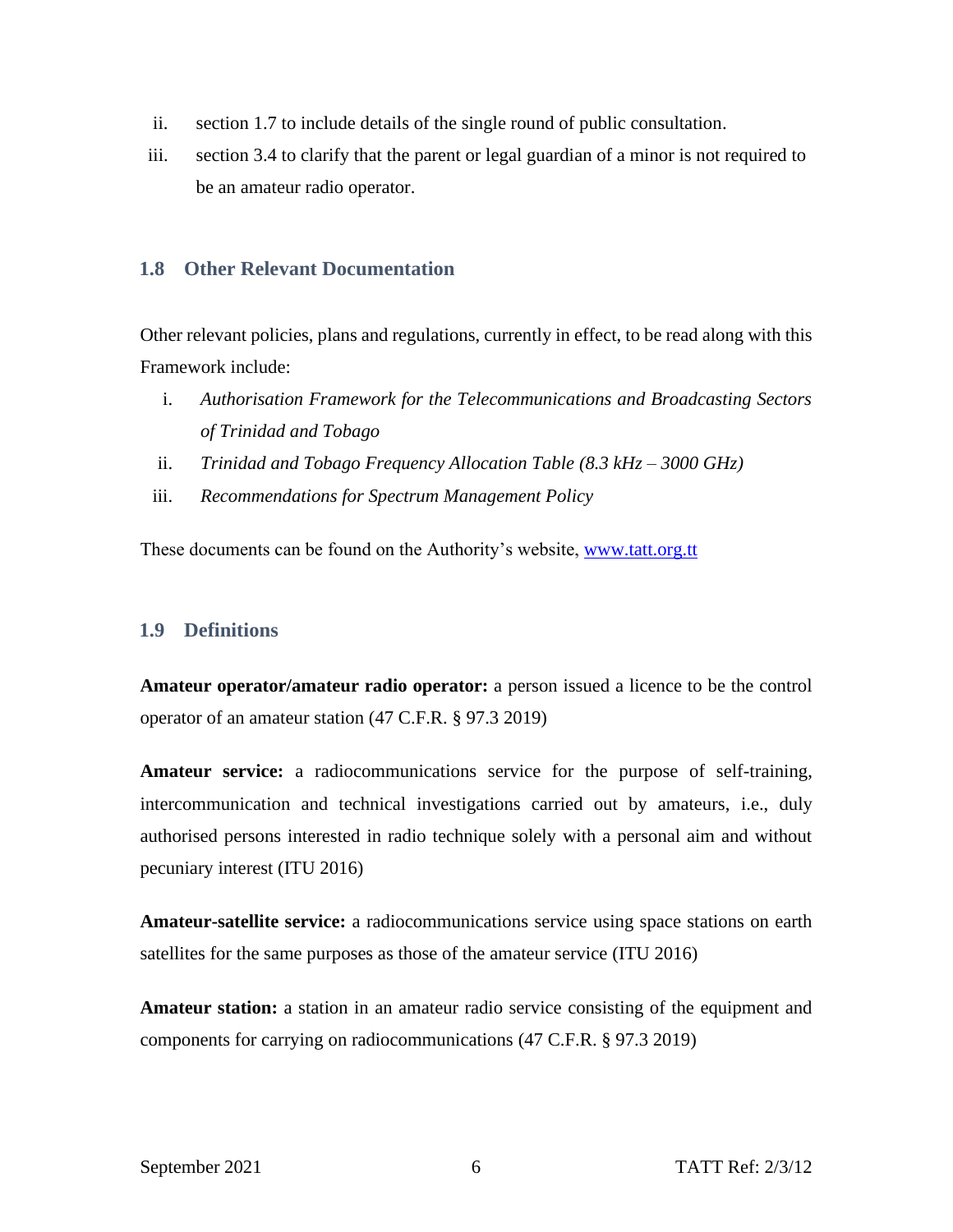ii. section 1.7 to include details of the single round of public consultation.
iii. section 3.4 to clarify that the parent or legal guardian of a minor is not required to be an amateur radio operator.

## 1.8 Other Relevant Documentation

Other relevant policies, plans and regulations, currently in effect, to be read along with this Framework include:

i. *Authorisation Framework for the Telecommunications and Broadcasting Sectors of Trinidad and Tobago*
ii. *Trinidad and Tobago Frequency Allocation Table (8.3 kHz – 3000 GHz)*
iii. *Recommendations for Spectrum Management Policy*

These documents can be found on the Authority's website, [www.tatt.org.tt](http://www.tatt.org.tt)

## 1.9 Definitions

**Amateur operator/amateur radio operator:** a person issued a licence to be the control operator of an amateur station (47 C.F.R. § 97.3 2019)

**Amateur service:** a radiocommunications service for the purpose of self-training, intercommunication and technical investigations carried out by amateurs, i.e., duly authorised persons interested in radio technique solely with a personal aim and without pecuniary interest (ITU 2016)

**Amateur-satellite service:** a radiocommunications service using space stations on earth satellites for the same purposes as those of the amateur service (ITU 2016)

**Amateur station:** a station in an amateur radio service consisting of the equipment and components for carrying on radiocommunications (47 C.F.R. § 97.3 2019)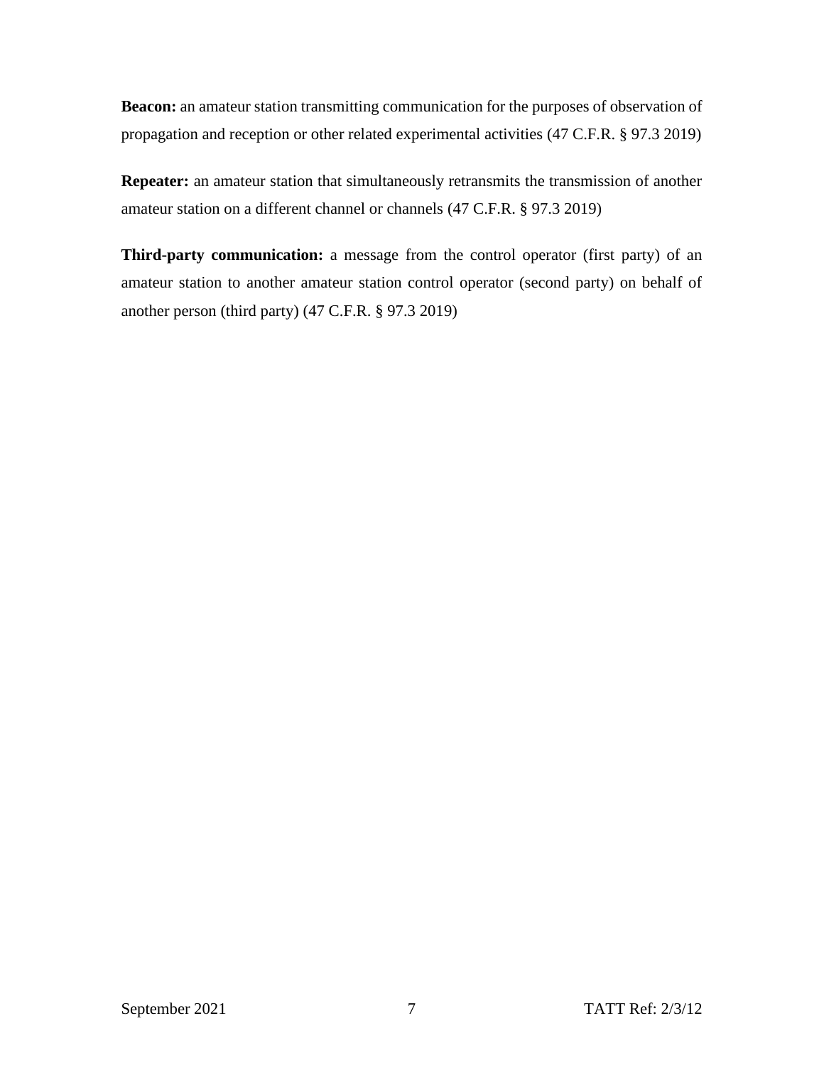**Beacon:** an amateur station transmitting communication for the purposes of observation of propagation and reception or other related experimental activities (47 C.F.R. § 97.3 2019)

**Repeater:** an amateur station that simultaneously retransmits the transmission of another amateur station on a different channel or channels (47 C.F.R. § 97.3 2019)

**Third-party communication:** a message from the control operator (first party) of an amateur station to another amateur station control operator (second party) on behalf of another person (third party) (47 C.F.R. § 97.3 2019)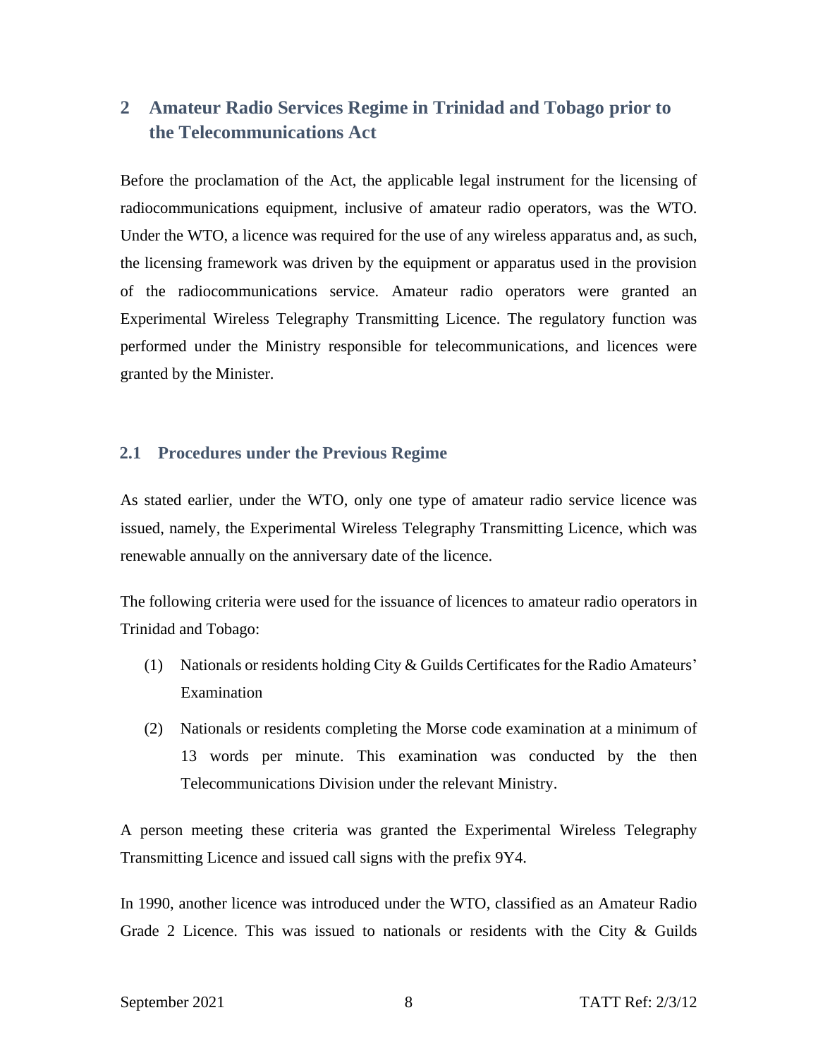## 2 Amateur Radio Services Regime in Trinidad and Tobago prior to the Telecommunications Act

Before the proclamation of the Act, the applicable legal instrument for the licensing of radiocommunications equipment, inclusive of amateur radio operators, was the WTO. Under the WTO, a licence was required for the use of any wireless apparatus and, as such, the licensing framework was driven by the equipment or apparatus used in the provision of the radiocommunications service. Amateur radio operators were granted an Experimental Wireless Telegraphy Transmitting Licence. The regulatory function was performed under the Ministry responsible for telecommunications, and licences were granted by the Minister.

### 2.1 Procedures under the Previous Regime

As stated earlier, under the WTO, only one type of amateur radio service licence was issued, namely, the Experimental Wireless Telegraphy Transmitting Licence, which was renewable annually on the anniversary date of the licence.

The following criteria were used for the issuance of licences to amateur radio operators in Trinidad and Tobago:

(1) Nationals or residents holding City & Guilds Certificates for the Radio Amateurs' Examination

(2) Nationals or residents completing the Morse code examination at a minimum of 13 words per minute. This examination was conducted by the then Telecommunications Division under the relevant Ministry.

A person meeting these criteria was granted the Experimental Wireless Telegraphy Transmitting Licence and issued call signs with the prefix 9Y4.

In 1990, another licence was introduced under the WTO, classified as an Amateur Radio Grade 2 Licence. This was issued to nationals or residents with the City & Guilds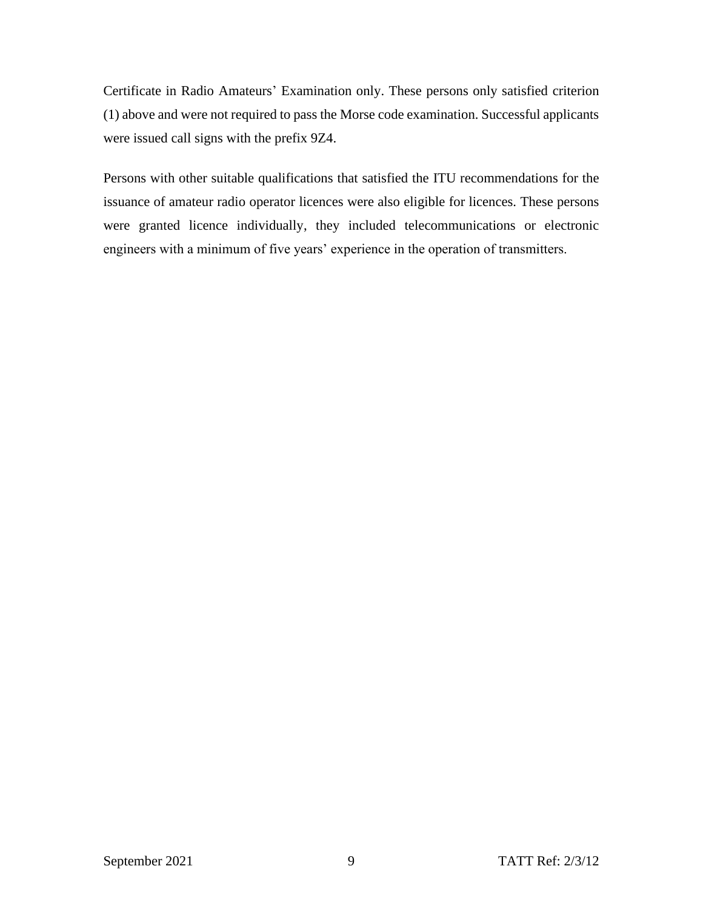Certificate in Radio Amateurs' Examination only. These persons only satisfied criterion (1) above and were not required to pass the Morse code examination. Successful applicants were issued call signs with the prefix 9Z4.

Persons with other suitable qualifications that satisfied the ITU recommendations for the issuance of amateur radio operator licences were also eligible for licences. These persons were granted licence individually, they included telecommunications or electronic engineers with a minimum of five years' experience in the operation of transmitters.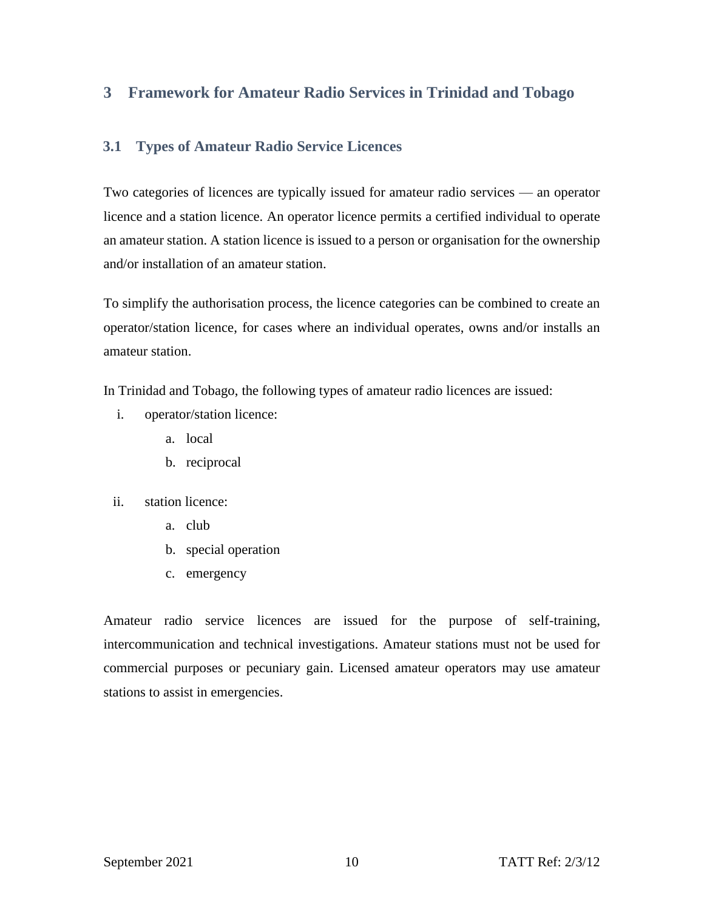# 3 Framework for Amateur Radio Services in Trinidad and Tobago

## 3.1 Types of Amateur Radio Service Licences

Two categories of licences are typically issued for amateur radio services — an operator licence and a station licence. An operator licence permits a certified individual to operate an amateur station. A station licence is issued to a person or organisation for the ownership and/or installation of an amateur station.

To simplify the authorisation process, the licence categories can be combined to create an operator/station licence, for cases where an individual operates, owns and/or installs an amateur station.

In Trinidad and Tobago, the following types of amateur radio licences are issued:

i. operator/station licence:
   a. local
   b. reciprocal

ii. station licence:
   a. club
   b. special operation
   c. emergency

Amateur radio service licences are issued for the purpose of self-training, intercommunication and technical investigations. Amateur stations must not be used for commercial purposes or pecuniary gain. Licensed amateur operators may use amateur stations to assist in emergencies.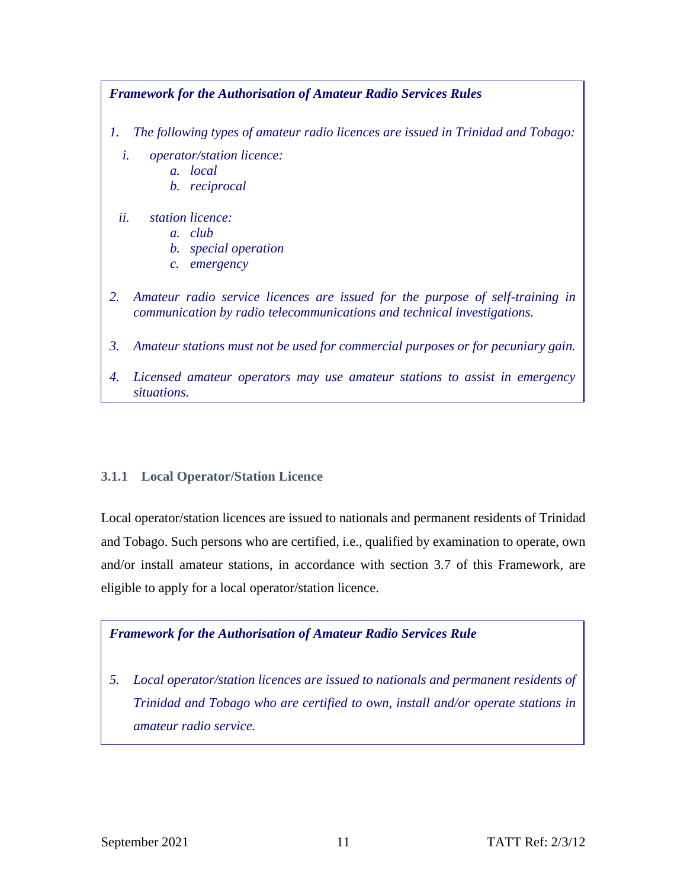> ***Framework for the Authorisation of Amateur Radio Services Rules***
>
> *1. The following types of amateur radio licences are issued in Trinidad and Tobago:*
>
> *i. operator/station licence:*
> *a. local*
> *b. reciprocal*
>
> *ii. station licence:*
> *a. club*
> *b. special operation*
> *c. emergency*
>
> *2. Amateur radio service licences are issued for the purpose of self-training in communication by radio telecommunications and technical investigations.*
>
> *3. Amateur stations must not be used for commercial purposes or for pecuniary gain.*
>
> *4. Licensed amateur operators may use amateur stations to assist in emergency situations.*

#### 3.1.1 Local Operator/Station Licence

Local operator/station licences are issued to nationals and permanent residents of Trinidad and Tobago. Such persons who are certified, i.e., qualified by examination to operate, own and/or install amateur stations, in accordance with section 3.7 of this Framework, are eligible to apply for a local operator/station licence.

> ***Framework for the Authorisation of Amateur Radio Services Rule***
>
> *5. Local operator/station licences are issued to nationals and permanent residents of Trinidad and Tobago who are certified to own, install and/or operate stations in amateur radio service.*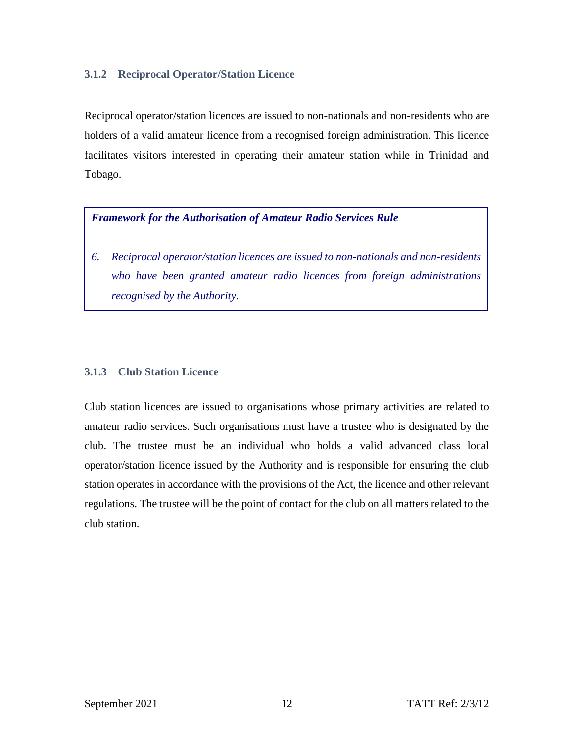#### 3.1.2 Reciprocal Operator/Station Licence

Reciprocal operator/station licences are issued to non-nationals and non-residents who are holders of a valid amateur licence from a recognised foreign administration. This licence facilitates visitors interested in operating their amateur station while in Trinidad and Tobago.

> ***Framework for the Authorisation of Amateur Radio Services Rule***
>
> *6. Reciprocal operator/station licences are issued to non-nationals and non-residents who have been granted amateur radio licences from foreign administrations recognised by the Authority.*

#### 3.1.3 Club Station Licence

Club station licences are issued to organisations whose primary activities are related to amateur radio services. Such organisations must have a trustee who is designated by the club. The trustee must be an individual who holds a valid advanced class local operator/station licence issued by the Authority and is responsible for ensuring the club station operates in accordance with the provisions of the Act, the licence and other relevant regulations. The trustee will be the point of contact for the club on all matters related to the club station.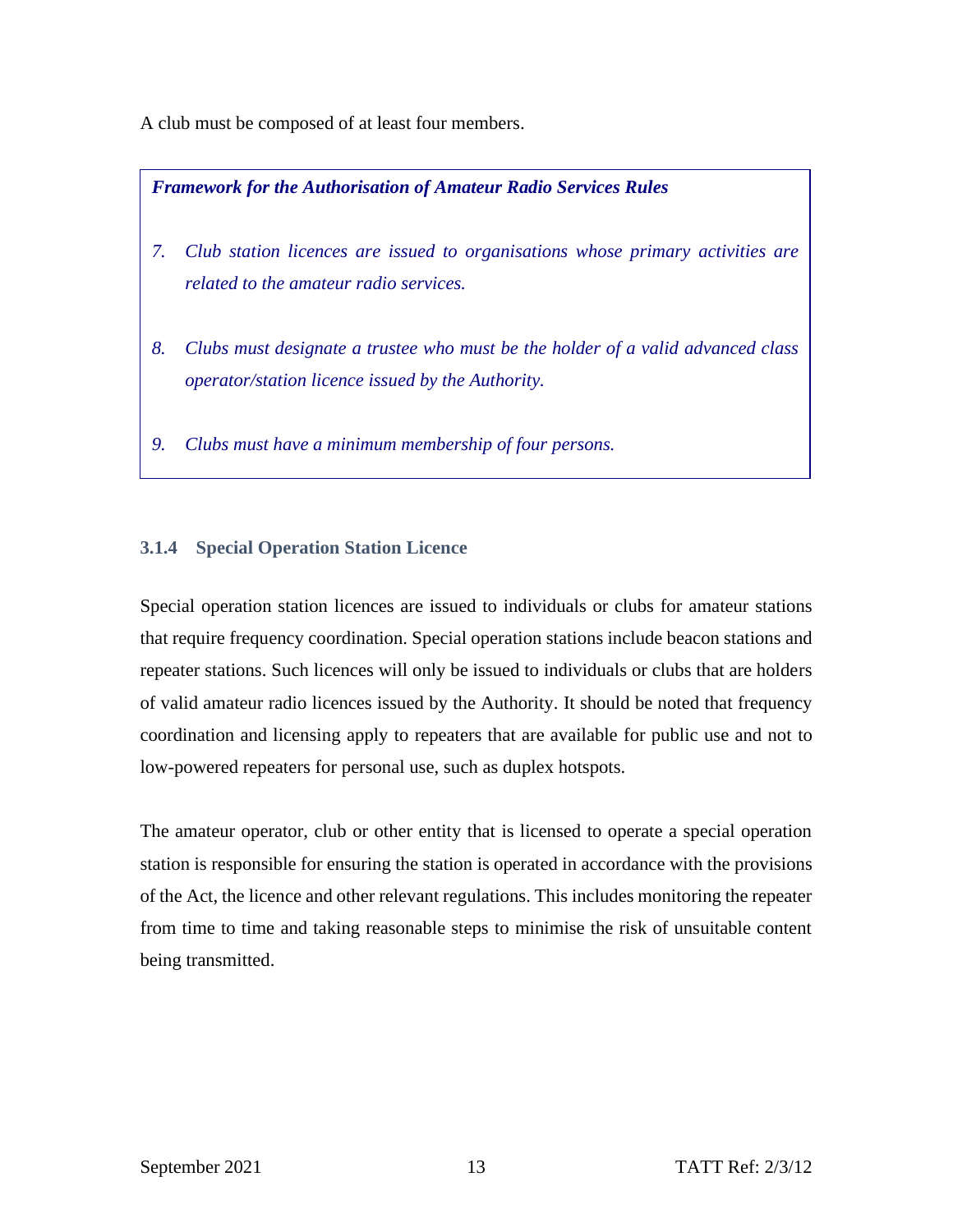A club must be composed of at least four members.

> ***Framework for the Authorisation of Amateur Radio Services Rules***
>
> 7. *Club station licences are issued to organisations whose primary activities are related to the amateur radio services.*
>
> 8. *Clubs must designate a trustee who must be the holder of a valid advanced class operator/station licence issued by the Authority.*
>
> 9. *Clubs must have a minimum membership of four persons.*

#### 3.1.4 Special Operation Station Licence

Special operation station licences are issued to individuals or clubs for amateur stations that require frequency coordination. Special operation stations include beacon stations and repeater stations. Such licences will only be issued to individuals or clubs that are holders of valid amateur radio licences issued by the Authority. It should be noted that frequency coordination and licensing apply to repeaters that are available for public use and not to low-powered repeaters for personal use, such as duplex hotspots.

The amateur operator, club or other entity that is licensed to operate a special operation station is responsible for ensuring the station is operated in accordance with the provisions of the Act, the licence and other relevant regulations. This includes monitoring the repeater from time to time and taking reasonable steps to minimise the risk of unsuitable content being transmitted.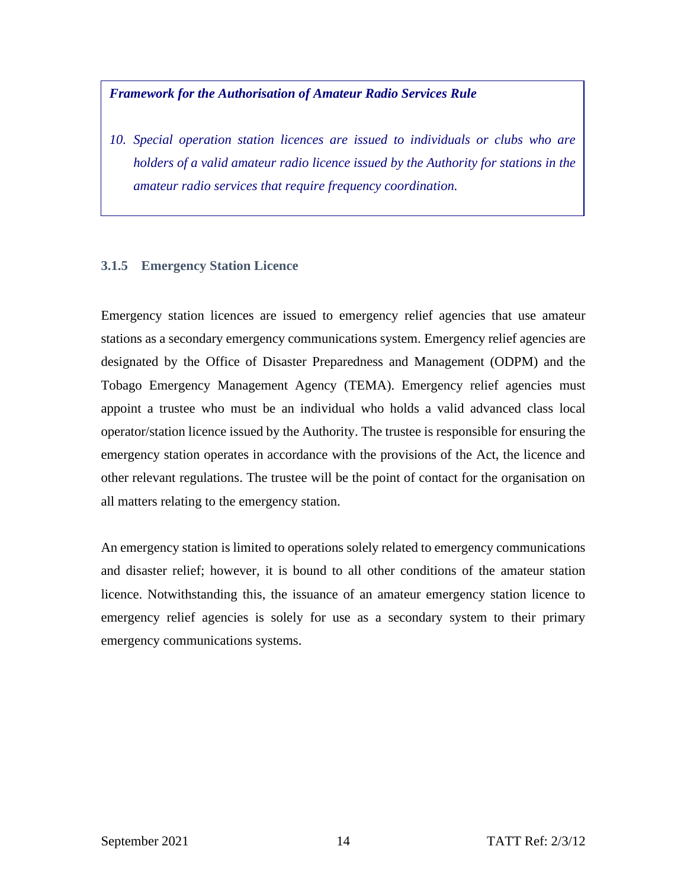> ***Framework for the Authorisation of Amateur Radio Services Rule***
>
> *10. Special operation station licences are issued to individuals or clubs who are holders of a valid amateur radio licence issued by the Authority for stations in the amateur radio services that require frequency coordination.*

### 3.1.5 Emergency Station Licence

Emergency station licences are issued to emergency relief agencies that use amateur stations as a secondary emergency communications system. Emergency relief agencies are designated by the Office of Disaster Preparedness and Management (ODPM) and the Tobago Emergency Management Agency (TEMA). Emergency relief agencies must appoint a trustee who must be an individual who holds a valid advanced class local operator/station licence issued by the Authority. The trustee is responsible for ensuring the emergency station operates in accordance with the provisions of the Act, the licence and other relevant regulations. The trustee will be the point of contact for the organisation on all matters relating to the emergency station.

An emergency station is limited to operations solely related to emergency communications and disaster relief; however, it is bound to all other conditions of the amateur station licence. Notwithstanding this, the issuance of an amateur emergency station licence to emergency relief agencies is solely for use as a secondary system to their primary emergency communications systems.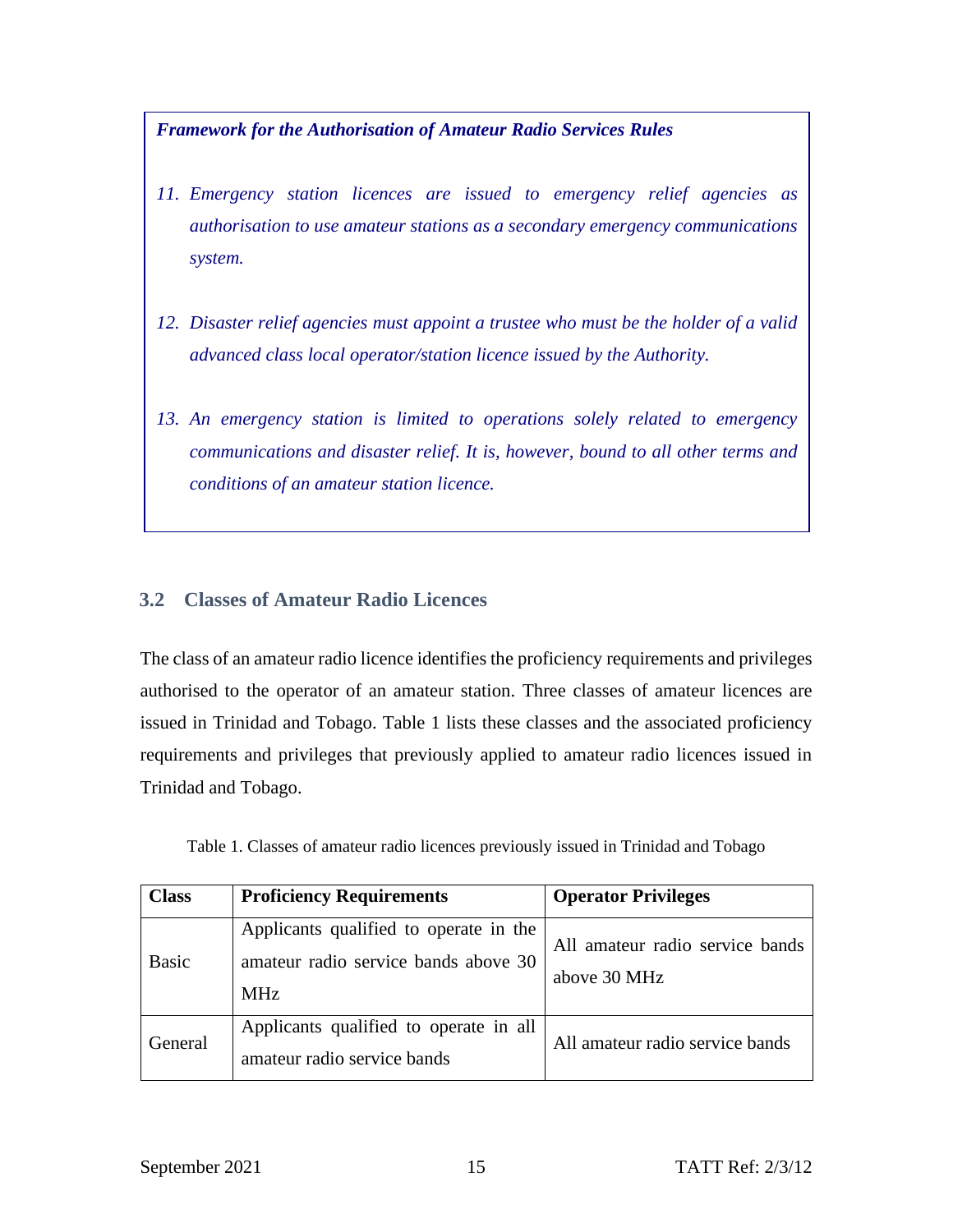***Framework for the Authorisation of Amateur Radio Services Rules***

*11. Emergency station licences are issued to emergency relief agencies as authorisation to use amateur stations as a secondary emergency communications system.*

*12. Disaster relief agencies must appoint a trustee who must be the holder of a valid advanced class local operator/station licence issued by the Authority.*

*13. An emergency station is limited to operations solely related to emergency communications and disaster relief. It is, however, bound to all other terms and conditions of an amateur station licence.*

### 3.2 Classes of Amateur Radio Licences

The class of an amateur radio licence identifies the proficiency requirements and privileges authorised to the operator of an amateur station. Three classes of amateur licences are issued in Trinidad and Tobago. Table 1 lists these classes and the associated proficiency requirements and privileges that previously applied to amateur radio licences issued in Trinidad and Tobago.

Table 1. Classes of amateur radio licences previously issued in Trinidad and Tobago

| Class | Proficiency Requirements | Operator Privileges |
|---|---|---|
| Basic | Applicants qualified to operate in the amateur radio service bands above 30 MHz | All amateur radio service bands above 30 MHz |
| General | Applicants qualified to operate in all amateur radio service bands | All amateur radio service bands |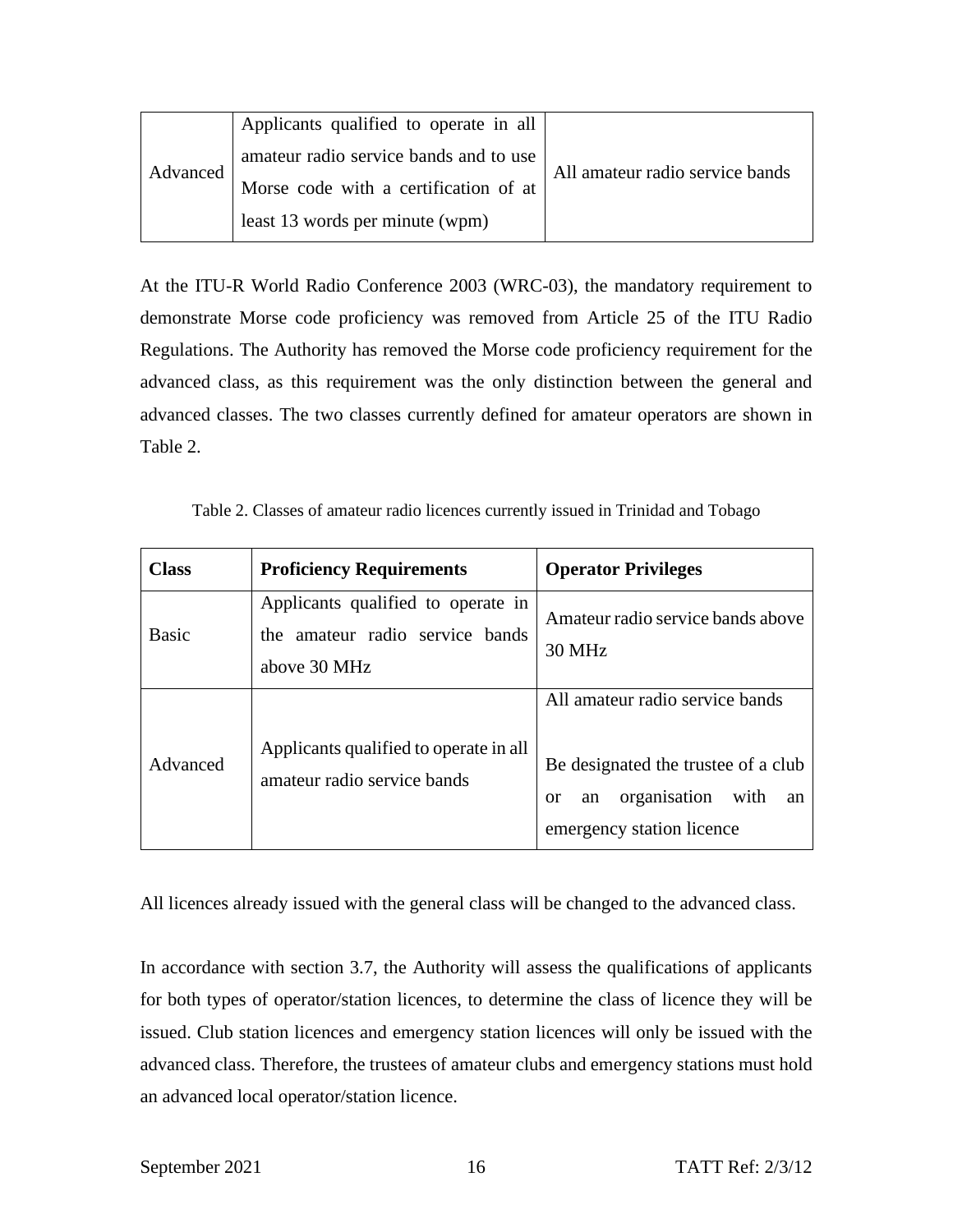| Advanced | Applicants qualified to operate in all amateur radio service bands and to use Morse code with a certification of at least 13 words per minute (wpm) | All amateur radio service bands |
|---|---|---|

At the ITU-R World Radio Conference 2003 (WRC-03), the mandatory requirement to demonstrate Morse code proficiency was removed from Article 25 of the ITU Radio Regulations. The Authority has removed the Morse code proficiency requirement for the advanced class, as this requirement was the only distinction between the general and advanced classes. The two classes currently defined for amateur operators are shown in Table 2.

Table 2. Classes of amateur radio licences currently issued in Trinidad and Tobago

| Class | Proficiency Requirements | Operator Privileges |
|---|---|---|
| Basic | Applicants qualified to operate in the amateur radio service bands above 30 MHz | Amateur radio service bands above 30 MHz |
| Advanced | Applicants qualified to operate in all amateur radio service bands | All amateur radio service bands<br><br>Be designated the trustee of a club or an organisation with an emergency station licence |

All licences already issued with the general class will be changed to the advanced class.

In accordance with section 3.7, the Authority will assess the qualifications of applicants for both types of operator/station licences, to determine the class of licence they will be issued. Club station licences and emergency station licences will only be issued with the advanced class. Therefore, the trustees of amateur clubs and emergency stations must hold an advanced local operator/station licence.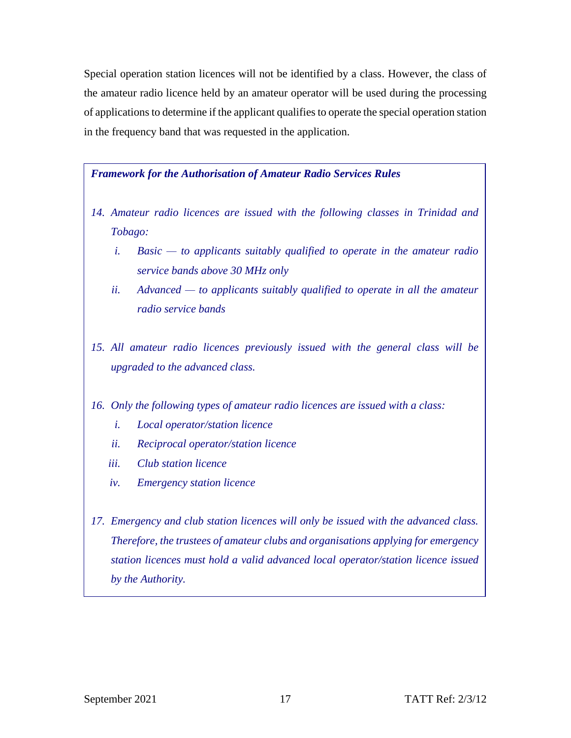Special operation station licences will not be identified by a class. However, the class of the amateur radio licence held by an amateur operator will be used during the processing of applications to determine if the applicant qualifies to operate the special operation station in the frequency band that was requested in the application.

> ***Framework for the Authorisation of Amateur Radio Services Rules***
>
> *14. Amateur radio licences are issued with the following classes in Trinidad and Tobago:*
>
> - *i. Basic — to applicants suitably qualified to operate in the amateur radio service bands above 30 MHz only*
> - *ii. Advanced — to applicants suitably qualified to operate in all the amateur radio service bands*
>
> *15. All amateur radio licences previously issued with the general class will be upgraded to the advanced class.*
>
> *16. Only the following types of amateur radio licences are issued with a class:*
>
> - *i. Local operator/station licence*
> - *ii. Reciprocal operator/station licence*
> - *iii. Club station licence*
> - *iv. Emergency station licence*
>
> *17. Emergency and club station licences will only be issued with the advanced class. Therefore, the trustees of amateur clubs and organisations applying for emergency station licences must hold a valid advanced local operator/station licence issued by the Authority.*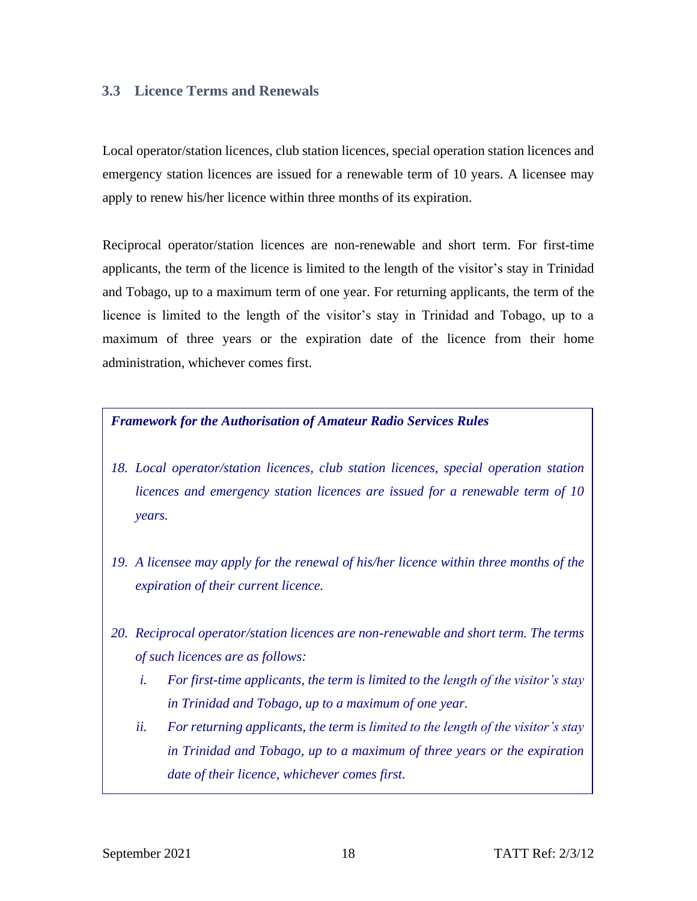### 3.3 Licence Terms and Renewals

Local operator/station licences, club station licences, special operation station licences and emergency station licences are issued for a renewable term of 10 years. A licensee may apply to renew his/her licence within three months of its expiration.

Reciprocal operator/station licences are non-renewable and short term. For first-time applicants, the term of the licence is limited to the length of the visitor's stay in Trinidad and Tobago, up to a maximum term of one year. For returning applicants, the term of the licence is limited to the length of the visitor's stay in Trinidad and Tobago, up to a maximum of three years or the expiration date of the licence from their home administration, whichever comes first.

> ***Framework for the Authorisation of Amateur Radio Services Rules***
>
> 18. *Local operator/station licences, club station licences, special operation station licences and emergency station licences are issued for a renewable term of 10 years.*
>
> 19. *A licensee may apply for the renewal of his/her licence within three months of the expiration of their current licence.*
>
> 20. *Reciprocal operator/station licences are non-renewable and short term. The terms of such licences are as follows:*
>     - i. *For first-time applicants, the term is limited to the length of the visitor's stay in Trinidad and Tobago, up to a maximum of one year.*
>     - ii. *For returning applicants, the term is limited to the length of the visitor's stay in Trinidad and Tobago, up to a maximum of three years or the expiration date of their licence, whichever comes first.*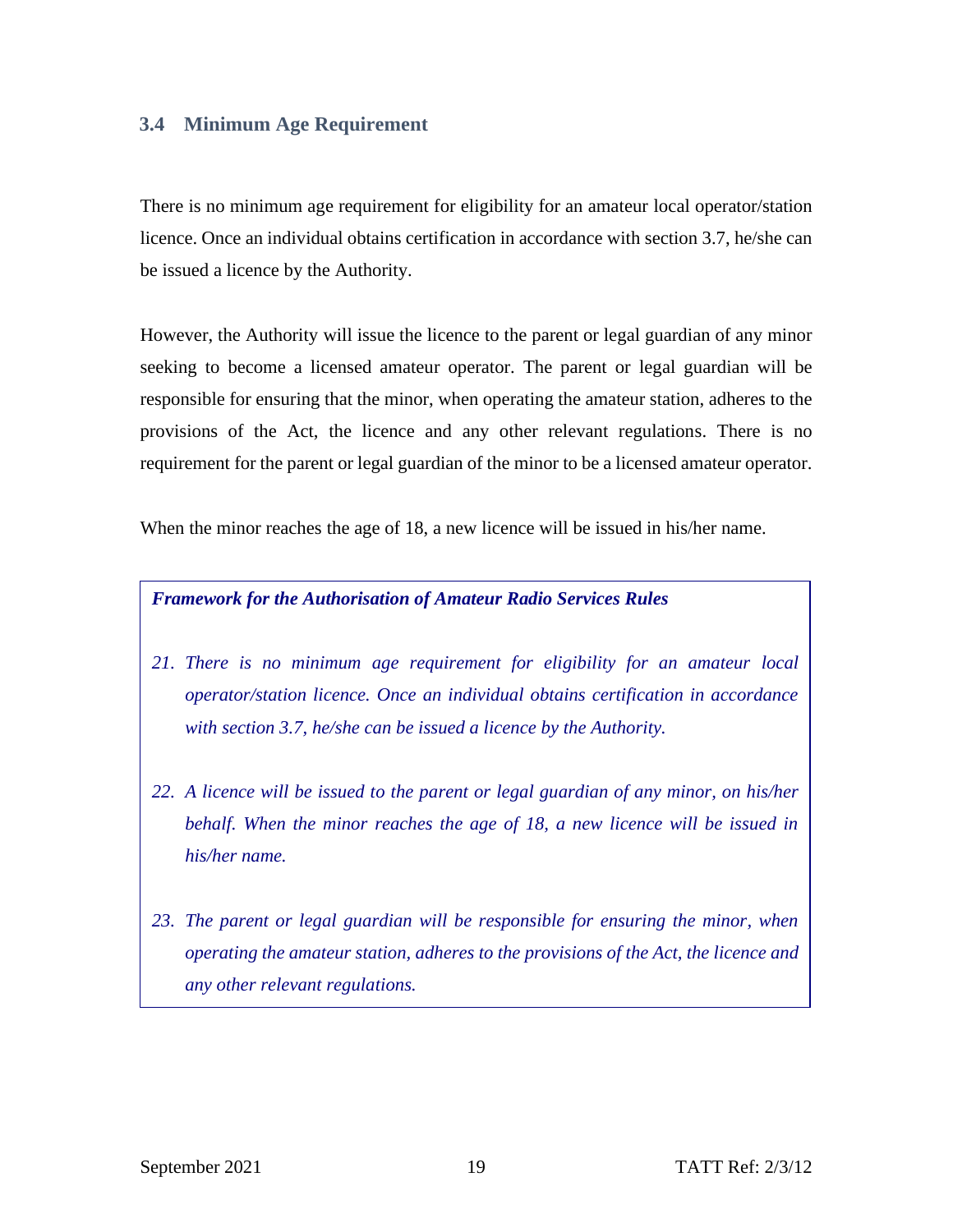### 3.4 Minimum Age Requirement

There is no minimum age requirement for eligibility for an amateur local operator/station licence. Once an individual obtains certification in accordance with section 3.7, he/she can be issued a licence by the Authority.

However, the Authority will issue the licence to the parent or legal guardian of any minor seeking to become a licensed amateur operator. The parent or legal guardian will be responsible for ensuring that the minor, when operating the amateur station, adheres to the provisions of the Act, the licence and any other relevant regulations. There is no requirement for the parent or legal guardian of the minor to be a licensed amateur operator.

When the minor reaches the age of 18, a new licence will be issued in his/her name.

> ***Framework for the Authorisation of Amateur Radio Services Rules***
>
> 21. *There is no minimum age requirement for eligibility for an amateur local operator/station licence. Once an individual obtains certification in accordance with section 3.7, he/she can be issued a licence by the Authority.*
>
> 22. *A licence will be issued to the parent or legal guardian of any minor, on his/her behalf. When the minor reaches the age of 18, a new licence will be issued in his/her name.*
>
> 23. *The parent or legal guardian will be responsible for ensuring the minor, when operating the amateur station, adheres to the provisions of the Act, the licence and any other relevant regulations.*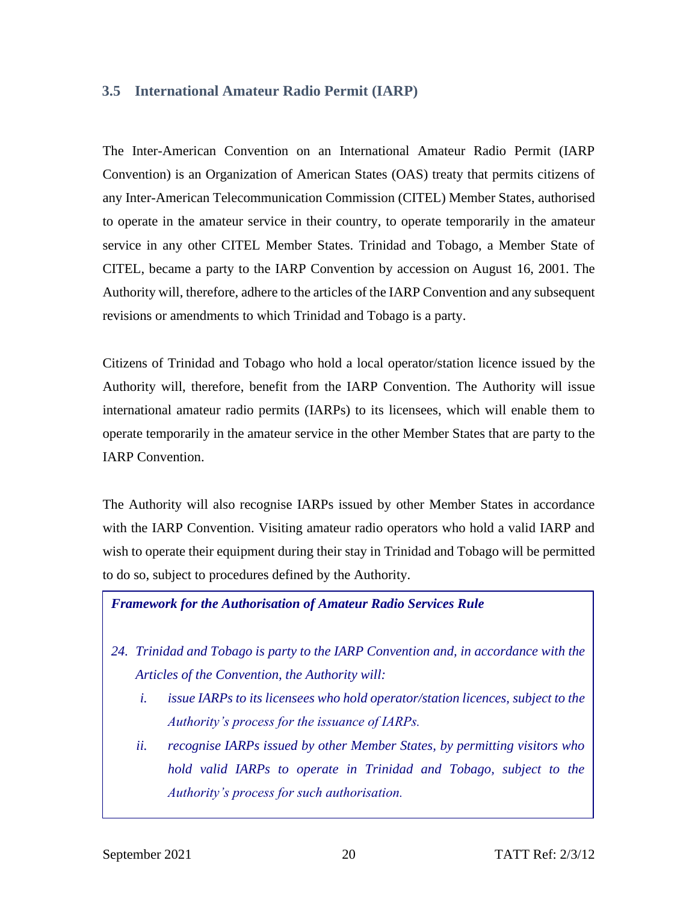### 3.5 International Amateur Radio Permit (IARP)

The Inter-American Convention on an International Amateur Radio Permit (IARP Convention) is an Organization of American States (OAS) treaty that permits citizens of any Inter-American Telecommunication Commission (CITEL) Member States, authorised to operate in the amateur service in their country, to operate temporarily in the amateur service in any other CITEL Member States. Trinidad and Tobago, a Member State of CITEL, became a party to the IARP Convention by accession on August 16, 2001. The Authority will, therefore, adhere to the articles of the IARP Convention and any subsequent revisions or amendments to which Trinidad and Tobago is a party.

Citizens of Trinidad and Tobago who hold a local operator/station licence issued by the Authority will, therefore, benefit from the IARP Convention. The Authority will issue international amateur radio permits (IARPs) to its licensees, which will enable them to operate temporarily in the amateur service in the other Member States that are party to the IARP Convention.

The Authority will also recognise IARPs issued by other Member States in accordance with the IARP Convention. Visiting amateur radio operators who hold a valid IARP and wish to operate their equipment during their stay in Trinidad and Tobago will be permitted to do so, subject to procedures defined by the Authority.

***Framework for the Authorisation of Amateur Radio Services Rule***

*24. Trinidad and Tobago is party to the IARP Convention and, in accordance with the Articles of the Convention, the Authority will:*

*i. issue IARPs to its licensees who hold operator/station licences, subject to the Authority's process for the issuance of IARPs.*

*ii. recognise IARPs issued by other Member States, by permitting visitors who hold valid IARPs to operate in Trinidad and Tobago, subject to the Authority's process for such authorisation.*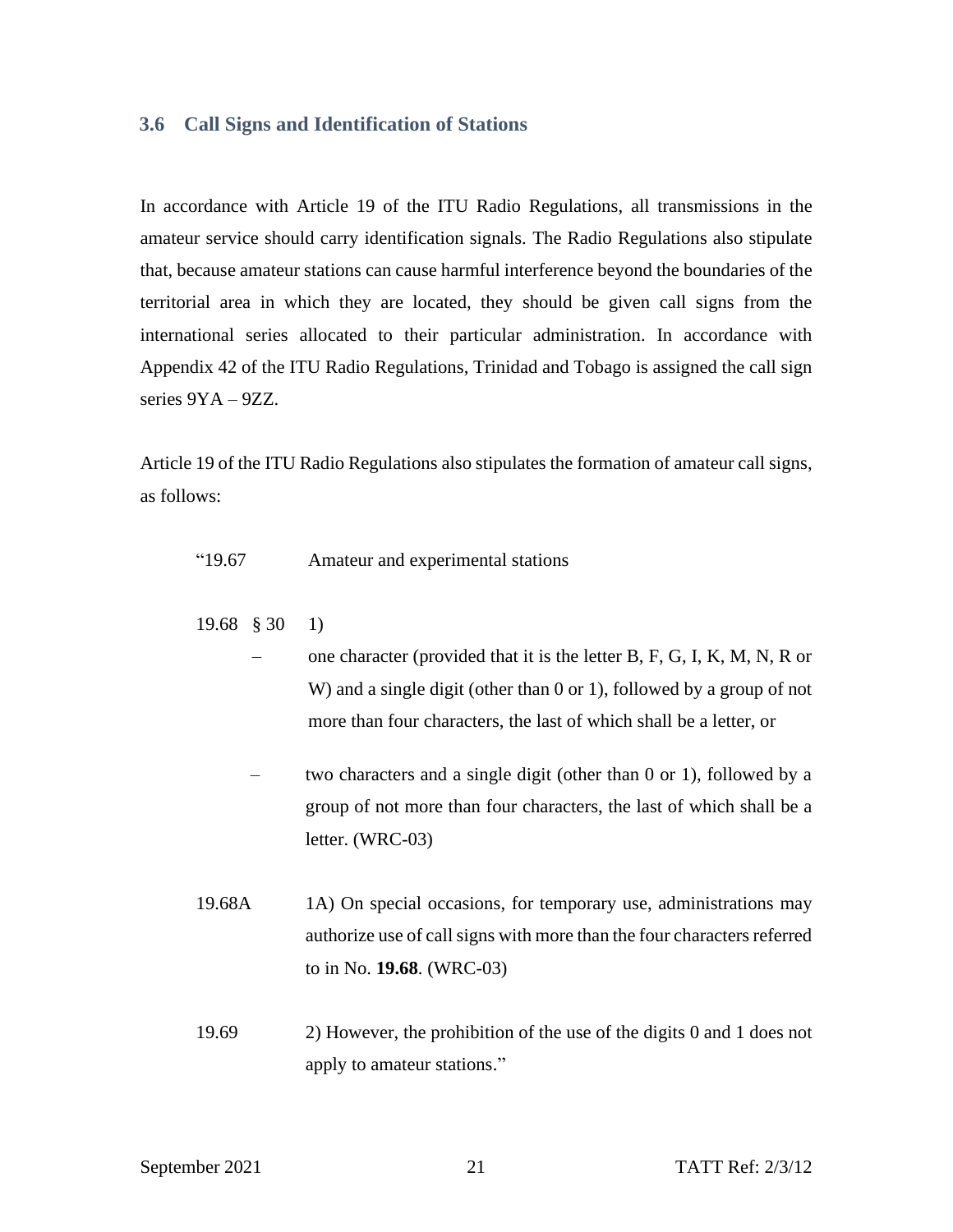### 3.6 Call Signs and Identification of Stations

In accordance with Article 19 of the ITU Radio Regulations, all transmissions in the amateur service should carry identification signals. The Radio Regulations also stipulate that, because amateur stations can cause harmful interference beyond the boundaries of the territorial area in which they are located, they should be given call signs from the international series allocated to their particular administration. In accordance with Appendix 42 of the ITU Radio Regulations, Trinidad and Tobago is assigned the call sign series 9YA – 9ZZ.

Article 19 of the ITU Radio Regulations also stipulates the formation of amateur call signs, as follows:

> "19.67 Amateur and experimental stations
>
> 19.68 § 30 1)
>
> – one character (provided that it is the letter B, F, G, I, K, M, N, R or W) and a single digit (other than 0 or 1), followed by a group of not more than four characters, the last of which shall be a letter, or
>
> – two characters and a single digit (other than 0 or 1), followed by a group of not more than four characters, the last of which shall be a letter. (WRC-03)
>
> 19.68A 1A) On special occasions, for temporary use, administrations may authorize use of call signs with more than the four characters referred to in No. **19.68**. (WRC-03)
>
> 19.69 2) However, the prohibition of the use of the digits 0 and 1 does not apply to amateur stations."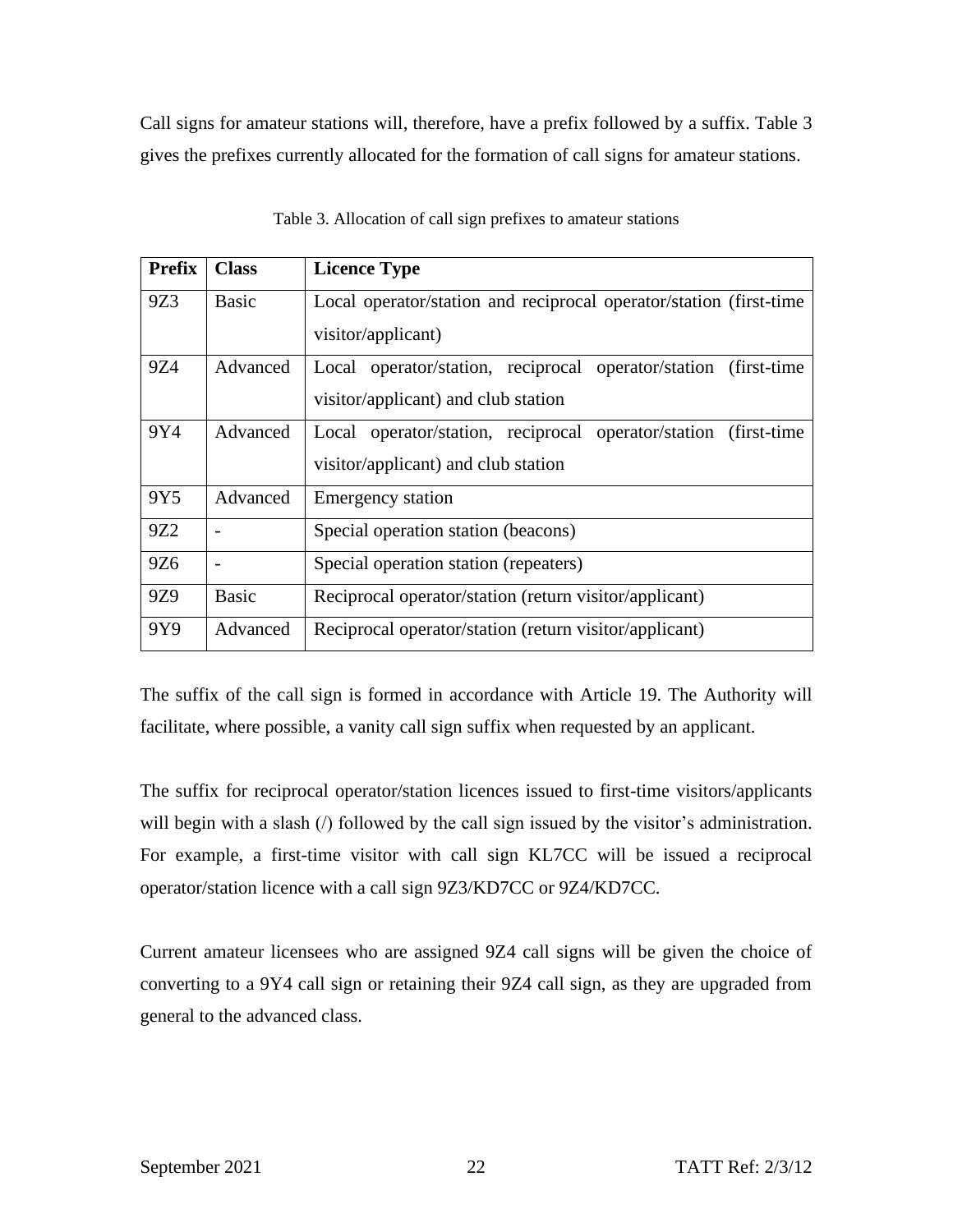Call signs for amateur stations will, therefore, have a prefix followed by a suffix. Table 3 gives the prefixes currently allocated for the formation of call signs for amateur stations.

Table 3. Allocation of call sign prefixes to amateur stations

| Prefix | Class | Licence Type |
|---|---|---|
| 9Z3 | Basic | Local operator/station and reciprocal operator/station (first-time visitor/applicant) |
| 9Z4 | Advanced | Local operator/station, reciprocal operator/station (first-time visitor/applicant) and club station |
| 9Y4 | Advanced | Local operator/station, reciprocal operator/station (first-time visitor/applicant) and club station |
| 9Y5 | Advanced | Emergency station |
| 9Z2 | - | Special operation station (beacons) |
| 9Z6 | - | Special operation station (repeaters) |
| 9Z9 | Basic | Reciprocal operator/station (return visitor/applicant) |
| 9Y9 | Advanced | Reciprocal operator/station (return visitor/applicant) |

The suffix of the call sign is formed in accordance with Article 19. The Authority will facilitate, where possible, a vanity call sign suffix when requested by an applicant.

The suffix for reciprocal operator/station licences issued to first-time visitors/applicants will begin with a slash (/) followed by the call sign issued by the visitor's administration. For example, a first-time visitor with call sign KL7CC will be issued a reciprocal operator/station licence with a call sign 9Z3/KD7CC or 9Z4/KD7CC.

Current amateur licensees who are assigned 9Z4 call signs will be given the choice of converting to a 9Y4 call sign or retaining their 9Z4 call sign, as they are upgraded from general to the advanced class.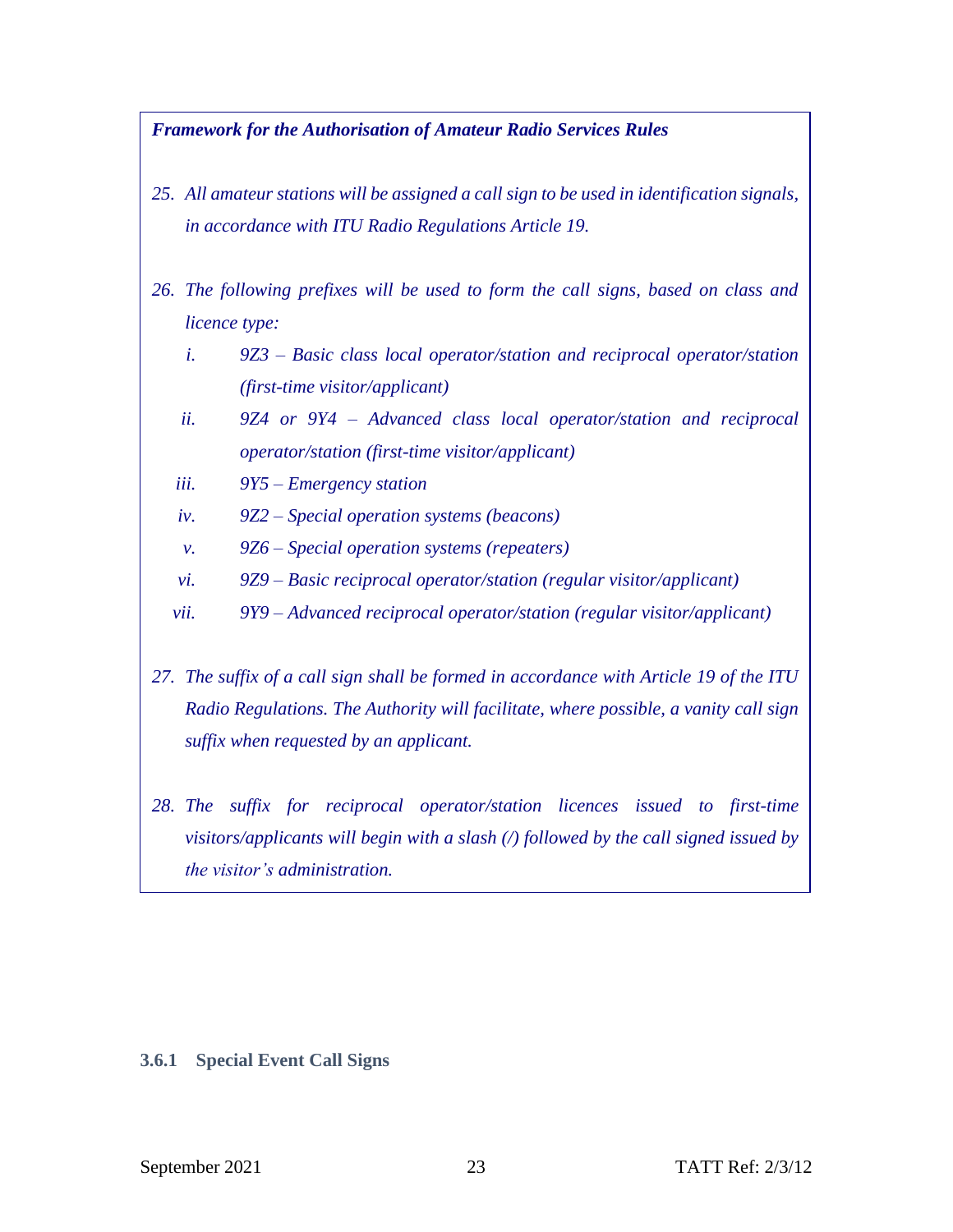***Framework for the Authorisation of Amateur Radio Services Rules***

*25. All amateur stations will be assigned a call sign to be used in identification signals, in accordance with ITU Radio Regulations Article 19.*

*26. The following prefixes will be used to form the call signs, based on class and licence type:*

*i. 9Z3 – Basic class local operator/station and reciprocal operator/station (first-time visitor/applicant)*

*ii. 9Z4 or 9Y4 – Advanced class local operator/station and reciprocal operator/station (first-time visitor/applicant)*

*iii. 9Y5 – Emergency station*

*iv. 9Z2 – Special operation systems (beacons)*

*v. 9Z6 – Special operation systems (repeaters)*

*vi. 9Z9 – Basic reciprocal operator/station (regular visitor/applicant)*

*vii. 9Y9 – Advanced reciprocal operator/station (regular visitor/applicant)*

*27. The suffix of a call sign shall be formed in accordance with Article 19 of the ITU Radio Regulations. The Authority will facilitate, where possible, a vanity call sign suffix when requested by an applicant.*

*28. The suffix for reciprocal operator/station licences issued to first-time visitors/applicants will begin with a slash (/) followed by the call signed issued by the visitor's administration.*

### 3.6.1 Special Event Call Signs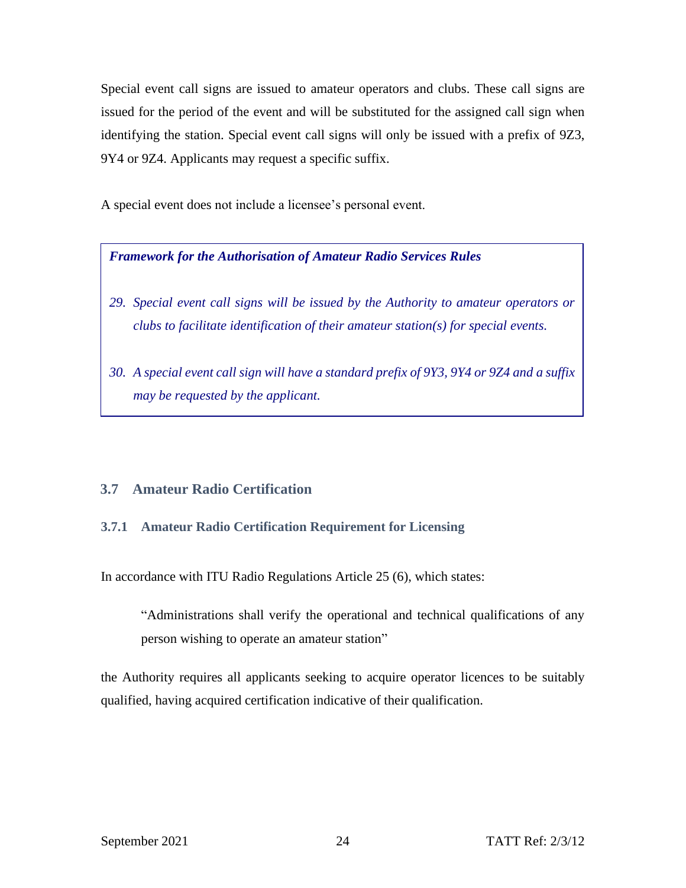Special event call signs are issued to amateur operators and clubs. These call signs are issued for the period of the event and will be substituted for the assigned call sign when identifying the station. Special event call signs will only be issued with a prefix of 9Z3, 9Y4 or 9Z4. Applicants may request a specific suffix.

A special event does not include a licensee's personal event.

> ***Framework for the Authorisation of Amateur Radio Services Rules***
>
> *29. Special event call signs will be issued by the Authority to amateur operators or clubs to facilitate identification of their amateur station(s) for special events.*
>
> *30. A special event call sign will have a standard prefix of 9Y3, 9Y4 or 9Z4 and a suffix may be requested by the applicant.*

## 3.7 Amateur Radio Certification

### 3.7.1 Amateur Radio Certification Requirement for Licensing

In accordance with ITU Radio Regulations Article 25 (6), which states:

> "Administrations shall verify the operational and technical qualifications of any person wishing to operate an amateur station"

the Authority requires all applicants seeking to acquire operator licences to be suitably qualified, having acquired certification indicative of their qualification.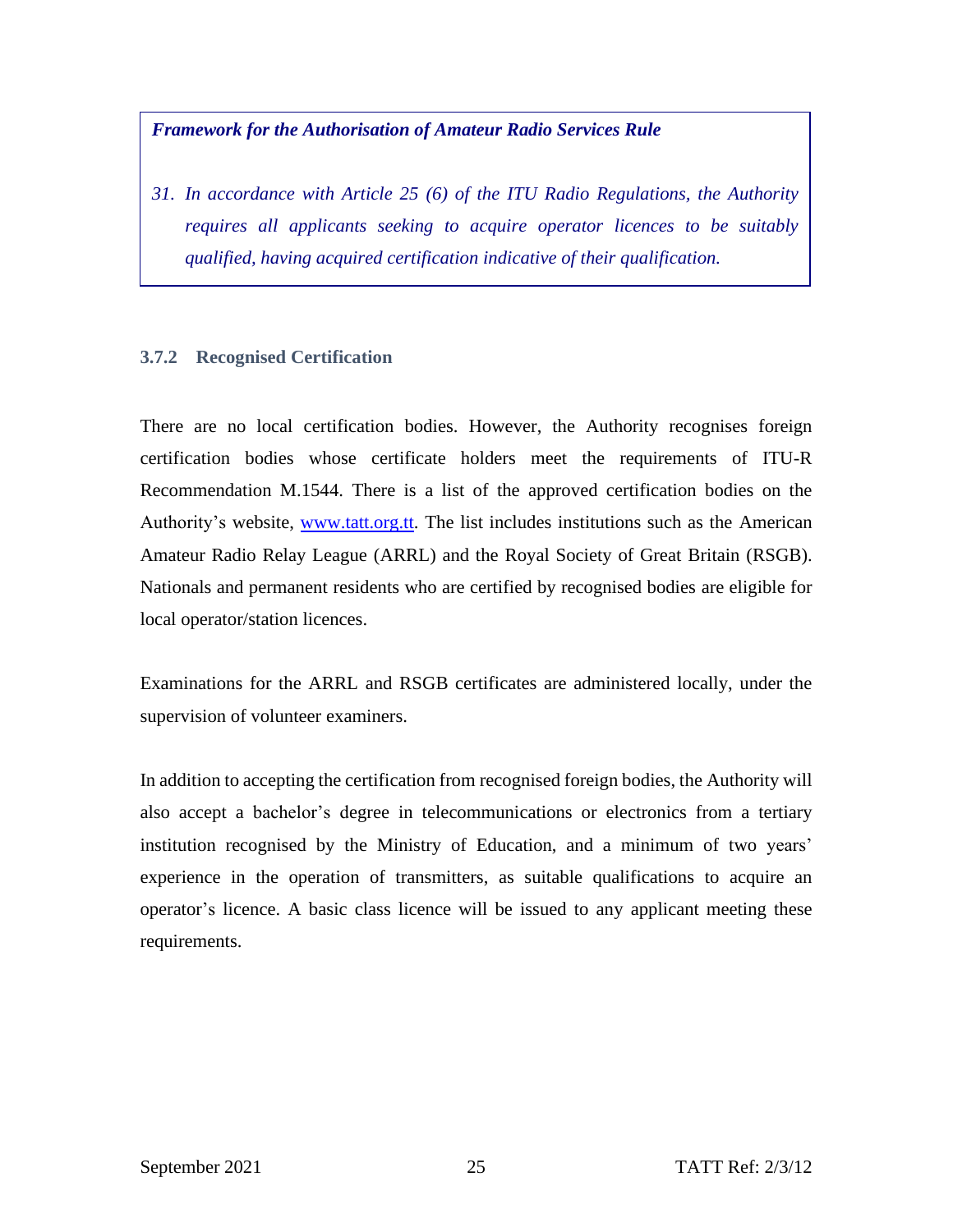> ***Framework for the Authorisation of Amateur Radio Services Rule***
>
> *31. In accordance with Article 25 (6) of the ITU Radio Regulations, the Authority requires all applicants seeking to acquire operator licences to be suitably qualified, having acquired certification indicative of their qualification.*

### 3.7.2 Recognised Certification

There are no local certification bodies. However, the Authority recognises foreign certification bodies whose certificate holders meet the requirements of ITU-R Recommendation M.1544. There is a list of the approved certification bodies on the Authority's website, [www.tatt.org.tt](www.tatt.org.tt). The list includes institutions such as the American Amateur Radio Relay League (ARRL) and the Royal Society of Great Britain (RSGB). Nationals and permanent residents who are certified by recognised bodies are eligible for local operator/station licences.

Examinations for the ARRL and RSGB certificates are administered locally, under the supervision of volunteer examiners.

In addition to accepting the certification from recognised foreign bodies, the Authority will also accept a bachelor's degree in telecommunications or electronics from a tertiary institution recognised by the Ministry of Education, and a minimum of two years' experience in the operation of transmitters, as suitable qualifications to acquire an operator's licence. A basic class licence will be issued to any applicant meeting these requirements.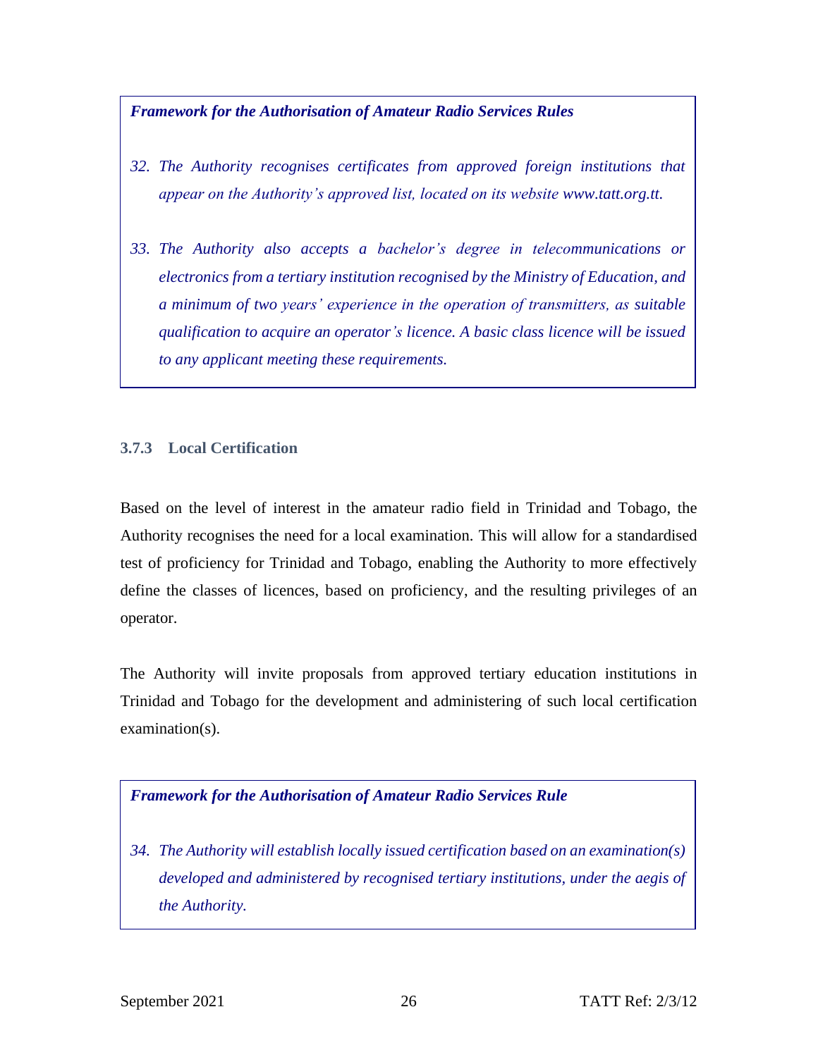> ***Framework for the Authorisation of Amateur Radio Services Rules***
>
> *32. The Authority recognises certificates from approved foreign institutions that appear on the Authority's approved list, located on its website www.tatt.org.tt.*
>
> *33. The Authority also accepts a bachelor's degree in telecommunications or electronics from a tertiary institution recognised by the Ministry of Education, and a minimum of two years' experience in the operation of transmitters, as suitable qualification to acquire an operator's licence. A basic class licence will be issued to any applicant meeting these requirements.*

#### 3.7.3 Local Certification

Based on the level of interest in the amateur radio field in Trinidad and Tobago, the Authority recognises the need for a local examination. This will allow for a standardised test of proficiency for Trinidad and Tobago, enabling the Authority to more effectively define the classes of licences, based on proficiency, and the resulting privileges of an operator.

The Authority will invite proposals from approved tertiary education institutions in Trinidad and Tobago for the development and administering of such local certification examination(s).

> ***Framework for the Authorisation of Amateur Radio Services Rule***
>
> *34. The Authority will establish locally issued certification based on an examination(s) developed and administered by recognised tertiary institutions, under the aegis of the Authority.*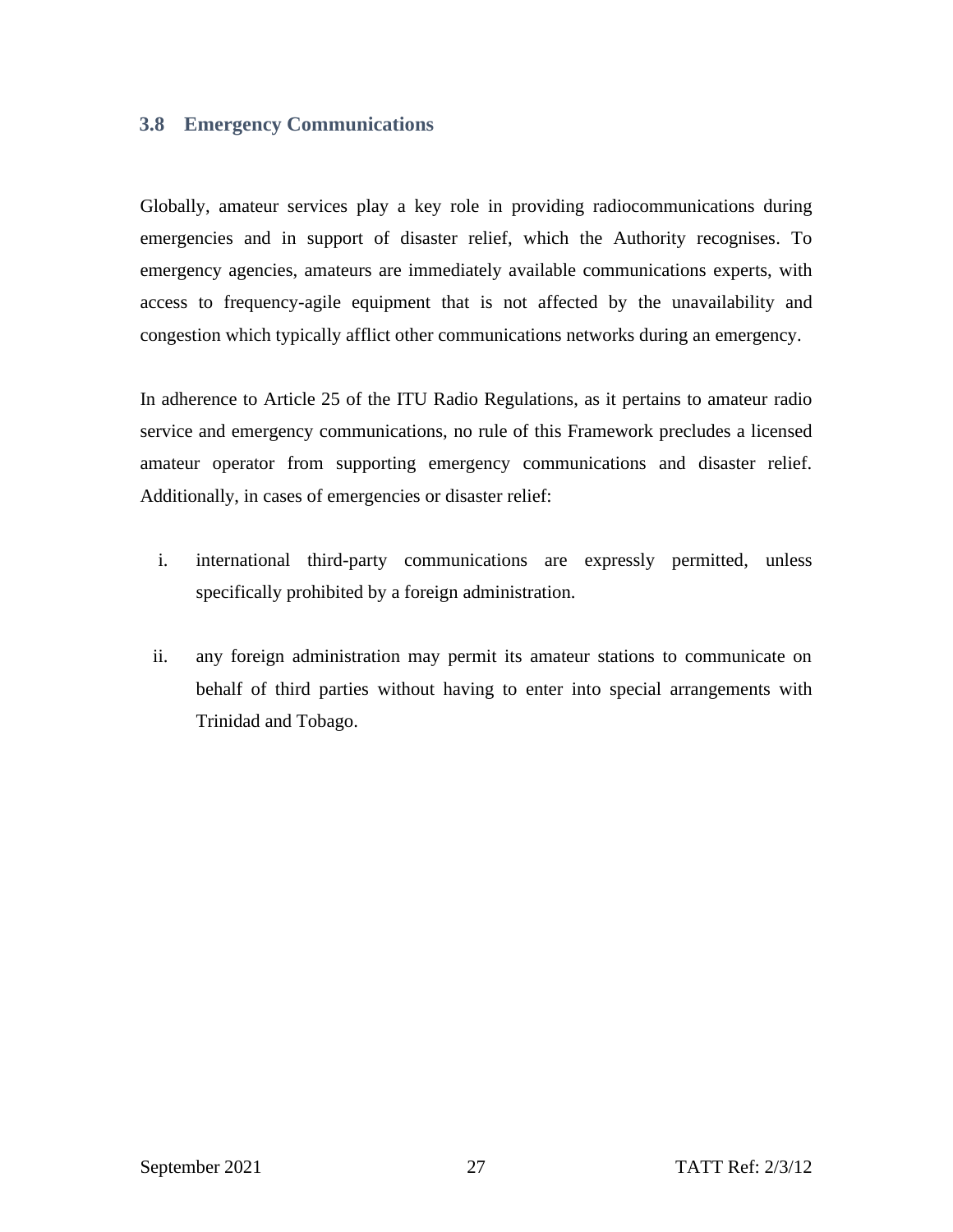### 3.8 Emergency Communications

Globally, amateur services play a key role in providing radiocommunications during emergencies and in support of disaster relief, which the Authority recognises. To emergency agencies, amateurs are immediately available communications experts, with access to frequency-agile equipment that is not affected by the unavailability and congestion which typically afflict other communications networks during an emergency.

In adherence to Article 25 of the ITU Radio Regulations, as it pertains to amateur radio service and emergency communications, no rule of this Framework precludes a licensed amateur operator from supporting emergency communications and disaster relief. Additionally, in cases of emergencies or disaster relief:

i. international third-party communications are expressly permitted, unless specifically prohibited by a foreign administration.

ii. any foreign administration may permit its amateur stations to communicate on behalf of third parties without having to enter into special arrangements with Trinidad and Tobago.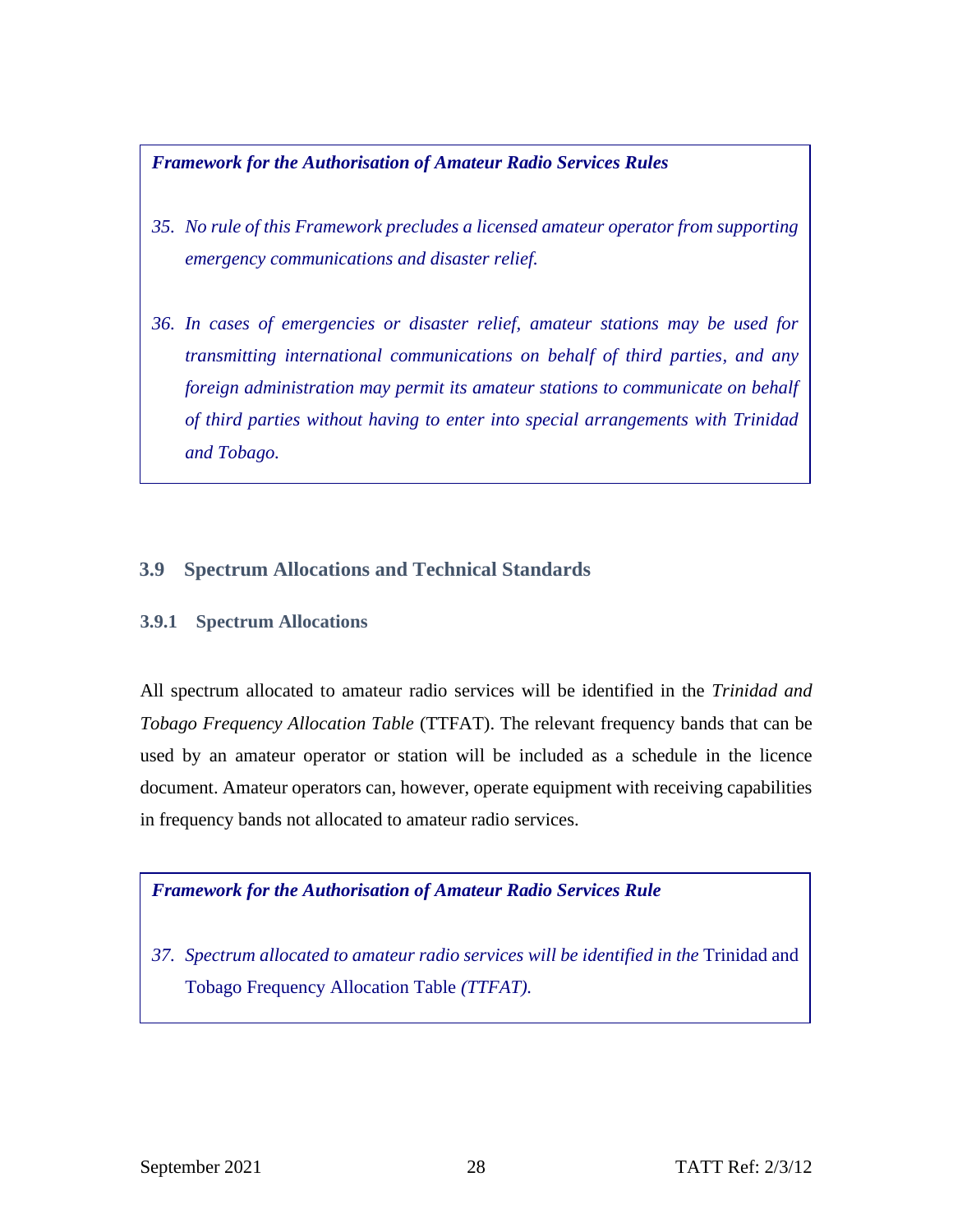***Framework for the Authorisation of Amateur Radio Services Rules***

35. *No rule of this Framework precludes a licensed amateur operator from supporting emergency communications and disaster relief.*

36. *In cases of emergencies or disaster relief, amateur stations may be used for transmitting international communications on behalf of third parties, and any foreign administration may permit its amateur stations to communicate on behalf of third parties without having to enter into special arrangements with Trinidad and Tobago.*

## 3.9 Spectrum Allocations and Technical Standards

### 3.9.1 Spectrum Allocations

All spectrum allocated to amateur radio services will be identified in the *Trinidad and Tobago Frequency Allocation Table* (TTFAT). The relevant frequency bands that can be used by an amateur operator or station will be included as a schedule in the licence document. Amateur operators can, however, operate equipment with receiving capabilities in frequency bands not allocated to amateur radio services.

***Framework for the Authorisation of Amateur Radio Services Rule***

37. *Spectrum allocated to amateur radio services will be identified in the* Trinidad and Tobago Frequency Allocation Table *(TTFAT).*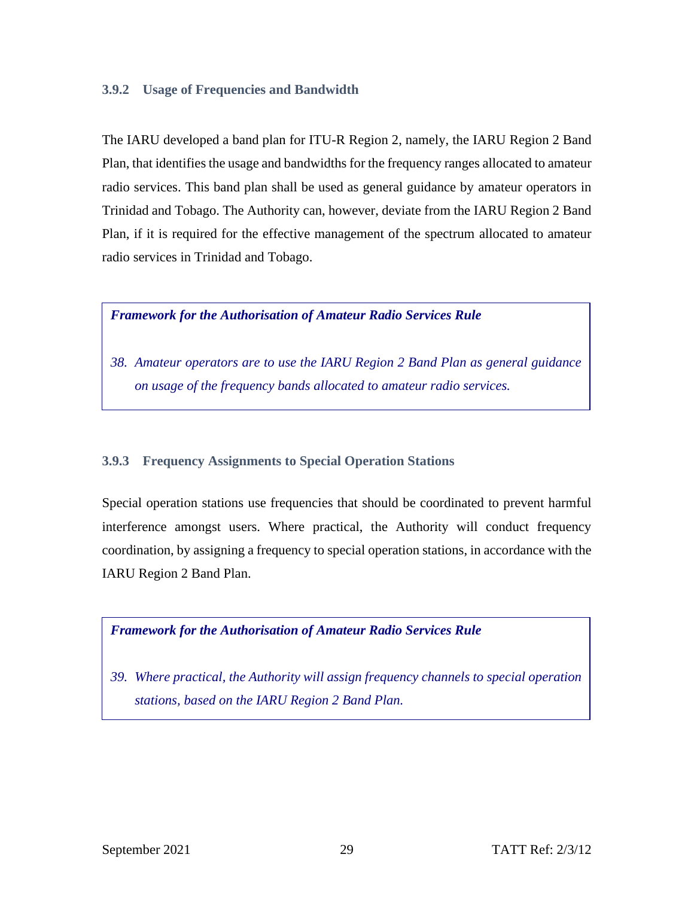### 3.9.2 Usage of Frequencies and Bandwidth

The IARU developed a band plan for ITU-R Region 2, namely, the IARU Region 2 Band Plan, that identifies the usage and bandwidths for the frequency ranges allocated to amateur radio services. This band plan shall be used as general guidance by amateur operators in Trinidad and Tobago. The Authority can, however, deviate from the IARU Region 2 Band Plan, if it is required for the effective management of the spectrum allocated to amateur radio services in Trinidad and Tobago.

> ***Framework for the Authorisation of Amateur Radio Services Rule***
>
> *38. Amateur operators are to use the IARU Region 2 Band Plan as general guidance on usage of the frequency bands allocated to amateur radio services.*

### 3.9.3 Frequency Assignments to Special Operation Stations

Special operation stations use frequencies that should be coordinated to prevent harmful interference amongst users. Where practical, the Authority will conduct frequency coordination, by assigning a frequency to special operation stations, in accordance with the IARU Region 2 Band Plan.

> ***Framework for the Authorisation of Amateur Radio Services Rule***
>
> *39. Where practical, the Authority will assign frequency channels to special operation stations, based on the IARU Region 2 Band Plan.*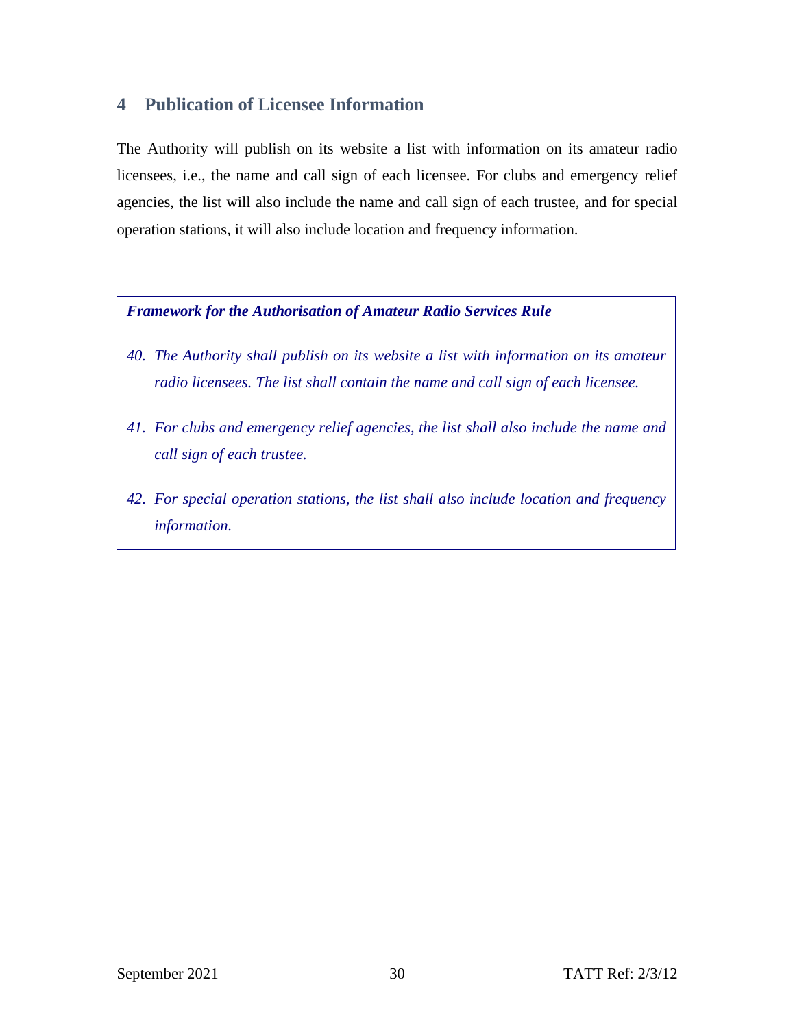## 4 Publication of Licensee Information

The Authority will publish on its website a list with information on its amateur radio licensees, i.e., the name and call sign of each licensee. For clubs and emergency relief agencies, the list will also include the name and call sign of each trustee, and for special operation stations, it will also include location and frequency information.

> ***Framework for the Authorisation of Amateur Radio Services Rule***
>
> 40. *The Authority shall publish on its website a list with information on its amateur radio licensees. The list shall contain the name and call sign of each licensee.*
> 41. *For clubs and emergency relief agencies, the list shall also include the name and call sign of each trustee.*
> 42. *For special operation stations, the list shall also include location and frequency information.*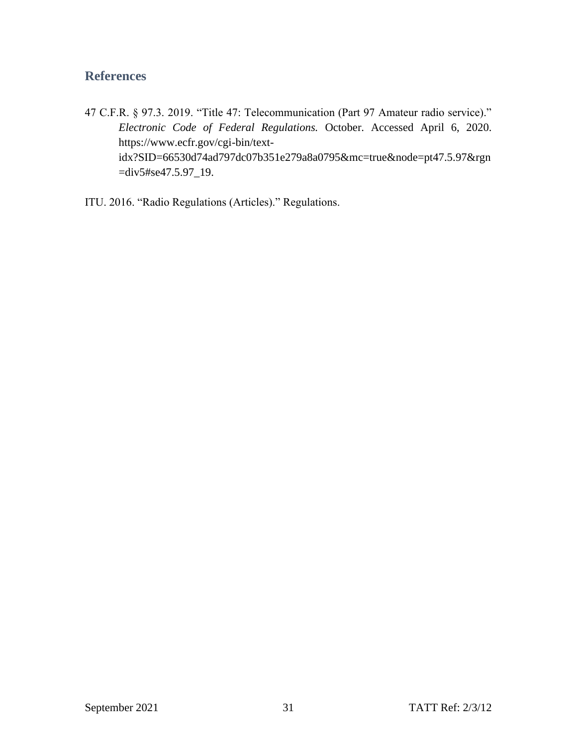## References

47 C.F.R. § 97.3. 2019. "Title 47: Telecommunication (Part 97 Amateur radio service)." *Electronic Code of Federal Regulations.* October. Accessed April 6, 2020. https://www.ecfr.gov/cgi-bin/text-idx?SID=66530d74ad797dc07b351e279a8a0795&mc=true&node=pt47.5.97&rgn=div5#se47.5.97_19.

ITU. 2016. "Radio Regulations (Articles)." Regulations.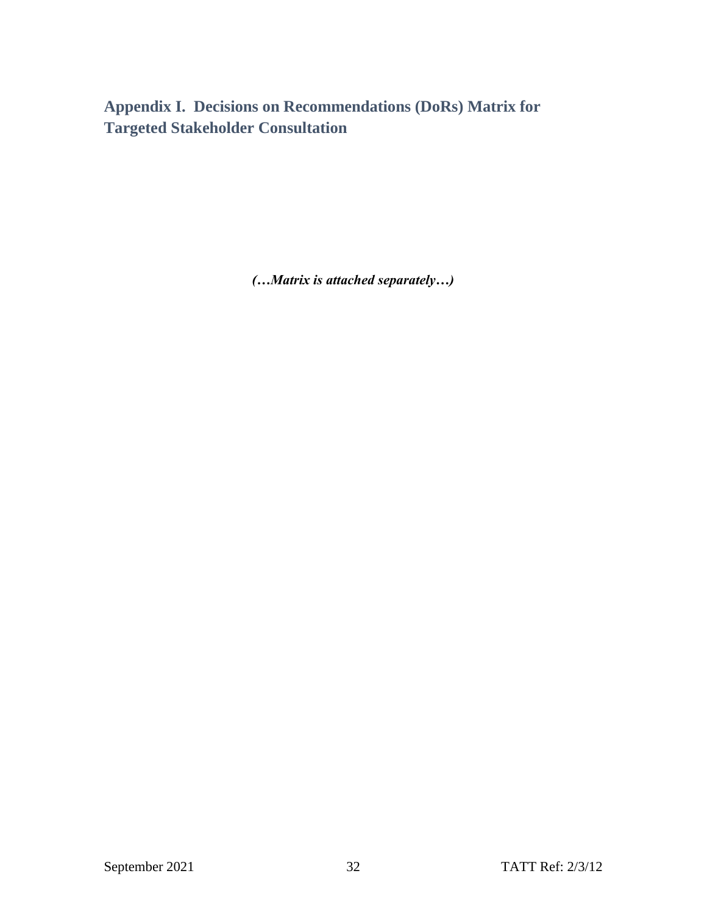## Appendix I.  Decisions on Recommendations (DoRs) Matrix for Targeted Stakeholder Consultation

***(…Matrix is attached separately…)***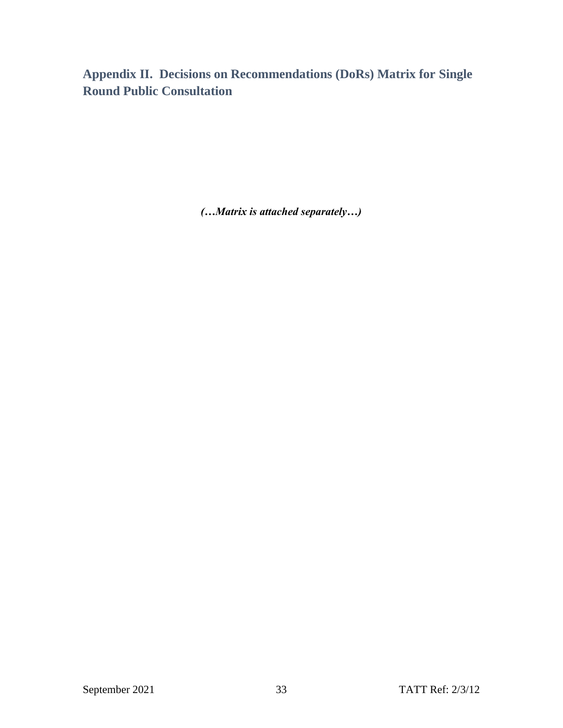## Appendix II. Decisions on Recommendations (DoRs) Matrix for Single Round Public Consultation

***(…Matrix is attached separately…)***